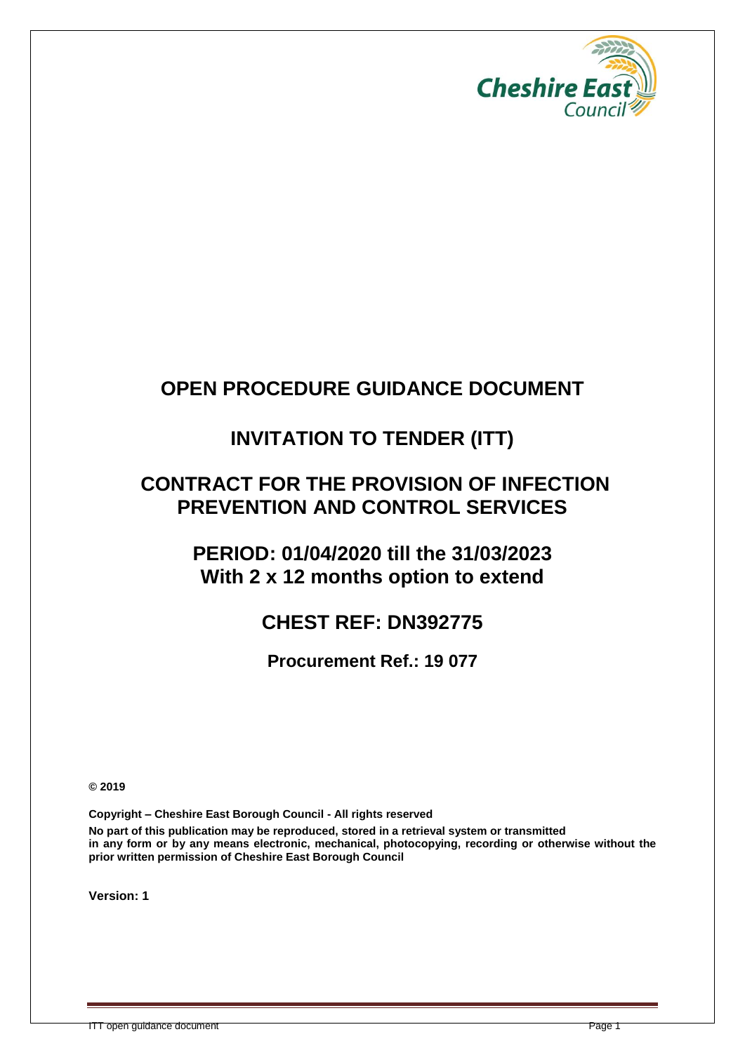# OPEN PROCEDURE GUIDANCE DOCUMENT

# INVITATION TO TENDER (ITT)

# CONTRACT FOR THE PROVISION OF INFECTION PREVENTION AND CONTROL SERVICES

## PERIOD: 01/04/2020 till the 31/03/2023 With 2 x 12 months option to extend

## CHEST REF: DN392775

### Procurement Ref.: 19 077

**© 2019**

**Copyright – Cheshire East Borough Council - All rights reserved**

**No part of this publication may be reproduced, stored in a retrieval system or transmitted in any form or by any means electronic, mechanical, photocopying, recording or otherwise without the prior written permission of Cheshire East Borough Council**

**Version: 1**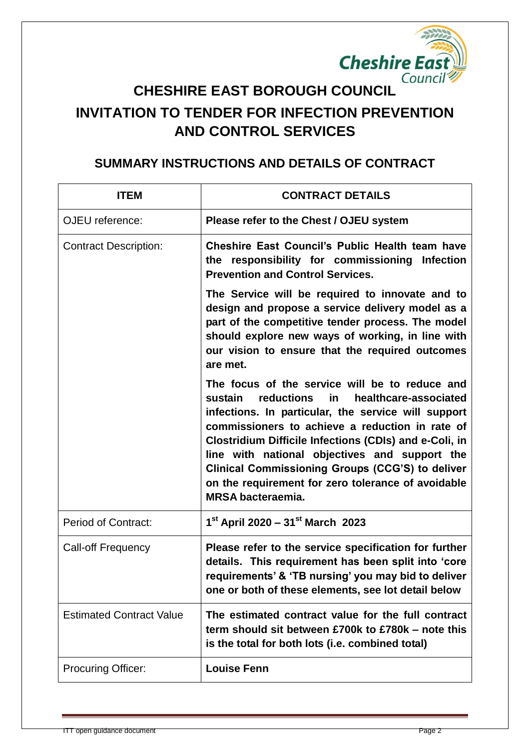# CHESHIRE EAST BOROUGH COUNCIL

# INVITATION TO TENDER FOR INFECTION PREVENTION AND CONTROL SERVICES

## SUMMARY INSTRUCTIONS AND DETAILS OF CONTRACT

| ITEM | CONTRACT DETAILS |
|---|---|
| OJEU reference: | **Please refer to the Chest / OJEU system** |
| Contract Description: | **Cheshire East Council's Public Health team have the responsibility for commissioning Infection Prevention and Control Services.** <br><br> **The Service will be required to innovate and to design and propose a service delivery model as a part of the competitive tender process. The model should explore new ways of working, in line with our vision to ensure that the required outcomes are met.** <br><br> **The focus of the service will be to reduce and sustain reductions in healthcare-associated infections. In particular, the service will support commissioners to achieve a reduction in rate of Clostridium Difficile Infections (CDIs) and e-Coli, in line with national objectives and support the Clinical Commissioning Groups (CCG'S) to deliver on the requirement for zero tolerance of avoidable MRSA bacteraemia.** |
| Period of Contract: | **1st April 2020 – 31st March 2023** |
| Call-off Frequency | **Please refer to the service specification for further details. This requirement has been split into 'core requirements' & 'TB nursing' you may bid to deliver one or both of these elements, see lot detail below** |
| Estimated Contract Value | **The estimated contract value for the full contract term should sit between £700k to £780k – note this is the total for both lots (i.e. combined total)** |
| Procuring Officer: | **Louise Fenn** |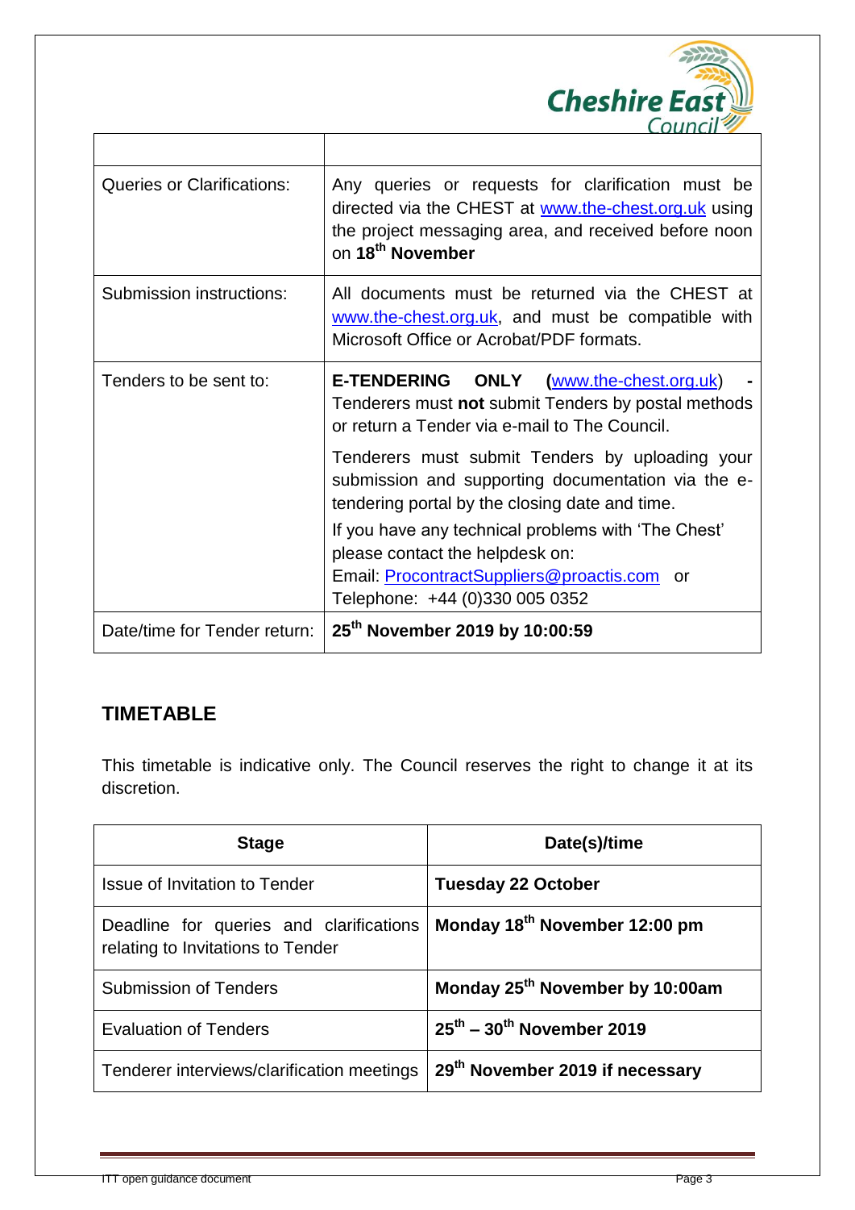| | |
|---|---|
| Queries or Clarifications: | Any queries or requests for clarification must be directed via the CHEST at www.the-chest.org.uk using the project messaging area, and received before noon on **18th November** |
| Submission instructions: | All documents must be returned via the CHEST at www.the-chest.org.uk, and must be compatible with Microsoft Office or Acrobat/PDF formats. |
| Tenders to be sent to: | **E-TENDERING ONLY** (www.the-chest.org.uk) - Tenderers must **not** submit Tenders by postal methods or return a Tender via e-mail to The Council.<br><br>Tenderers must submit Tenders by uploading your submission and supporting documentation via the e-tendering portal by the closing date and time.<br><br>If you have any technical problems with 'The Chest' please contact the helpdesk on:<br>Email: ProcontractSuppliers@proactis.com or<br>Telephone: +44 (0)330 005 0352 |
| Date/time for Tender return: | **25th November 2019 by 10:00:59** |

## TIMETABLE

This timetable is indicative only. The Council reserves the right to change it at its discretion.

| Stage | Date(s)/time |
|---|---|
| Issue of Invitation to Tender | **Tuesday 22 October** |
| Deadline for queries and clarifications relating to Invitations to Tender | **Monday 18th November 12:00 pm** |
| Submission of Tenders | **Monday 25th November by 10:00am** |
| Evaluation of Tenders | **25th – 30th November 2019** |
| Tenderer interviews/clarification meetings | **29th November 2019 if necessary** |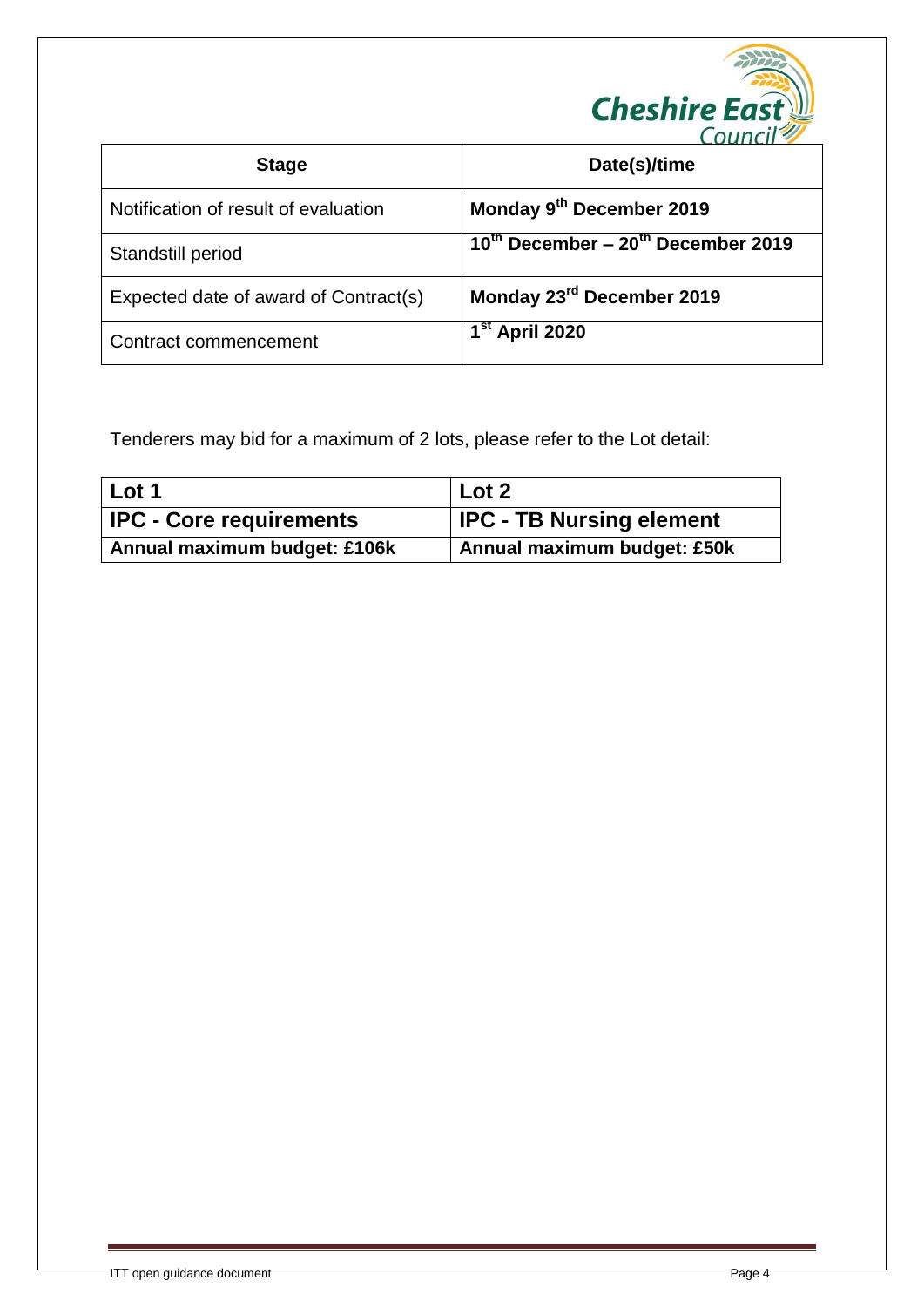| Stage | Date(s)/time |
| --- | --- |
| Notification of result of evaluation | **Monday 9th December 2019** |
| Standstill period | **10th December – 20th December 2019** |
| Expected date of award of Contract(s) | **Monday 23rd December 2019** |
| Contract commencement | **1st April 2020** |

Tenderers may bid for a maximum of 2 lots, please refer to the Lot detail:

| Lot 1 | Lot 2 |
| --- | --- |
| **IPC - Core requirements** | **IPC - TB Nursing element** |
| **Annual maximum budget: £106k** | **Annual maximum budget: £50k** |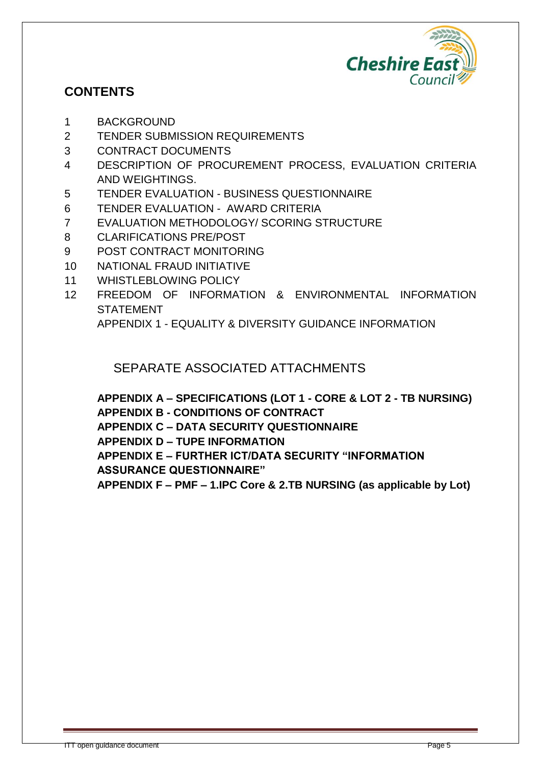## CONTENTS

1 BACKGROUND
2 TENDER SUBMISSION REQUIREMENTS
3 CONTRACT DOCUMENTS
4 DESCRIPTION OF PROCUREMENT PROCESS, EVALUATION CRITERIA AND WEIGHTINGS.
5 TENDER EVALUATION - BUSINESS QUESTIONNAIRE
6 TENDER EVALUATION - AWARD CRITERIA
7 EVALUATION METHODOLOGY/ SCORING STRUCTURE
8 CLARIFICATIONS PRE/POST
9 POST CONTRACT MONITORING
10 NATIONAL FRAUD INITIATIVE
11 WHISTLEBLOWING POLICY
12 FREEDOM OF INFORMATION & ENVIRONMENTAL INFORMATION STATEMENT

APPENDIX 1 - EQUALITY & DIVERSITY GUIDANCE INFORMATION

### SEPARATE ASSOCIATED ATTACHMENTS

**APPENDIX A – SPECIFICATIONS (LOT 1 - CORE & LOT 2 - TB NURSING)**
**APPENDIX B - CONDITIONS OF CONTRACT**
**APPENDIX C – DATA SECURITY QUESTIONNAIRE**
**APPENDIX D – TUPE INFORMATION**
**APPENDIX E – FURTHER ICT/DATA SECURITY "INFORMATION ASSURANCE QUESTIONNAIRE"**
**APPENDIX F – PMF – 1.IPC Core & 2.TB NURSING (as applicable by Lot)**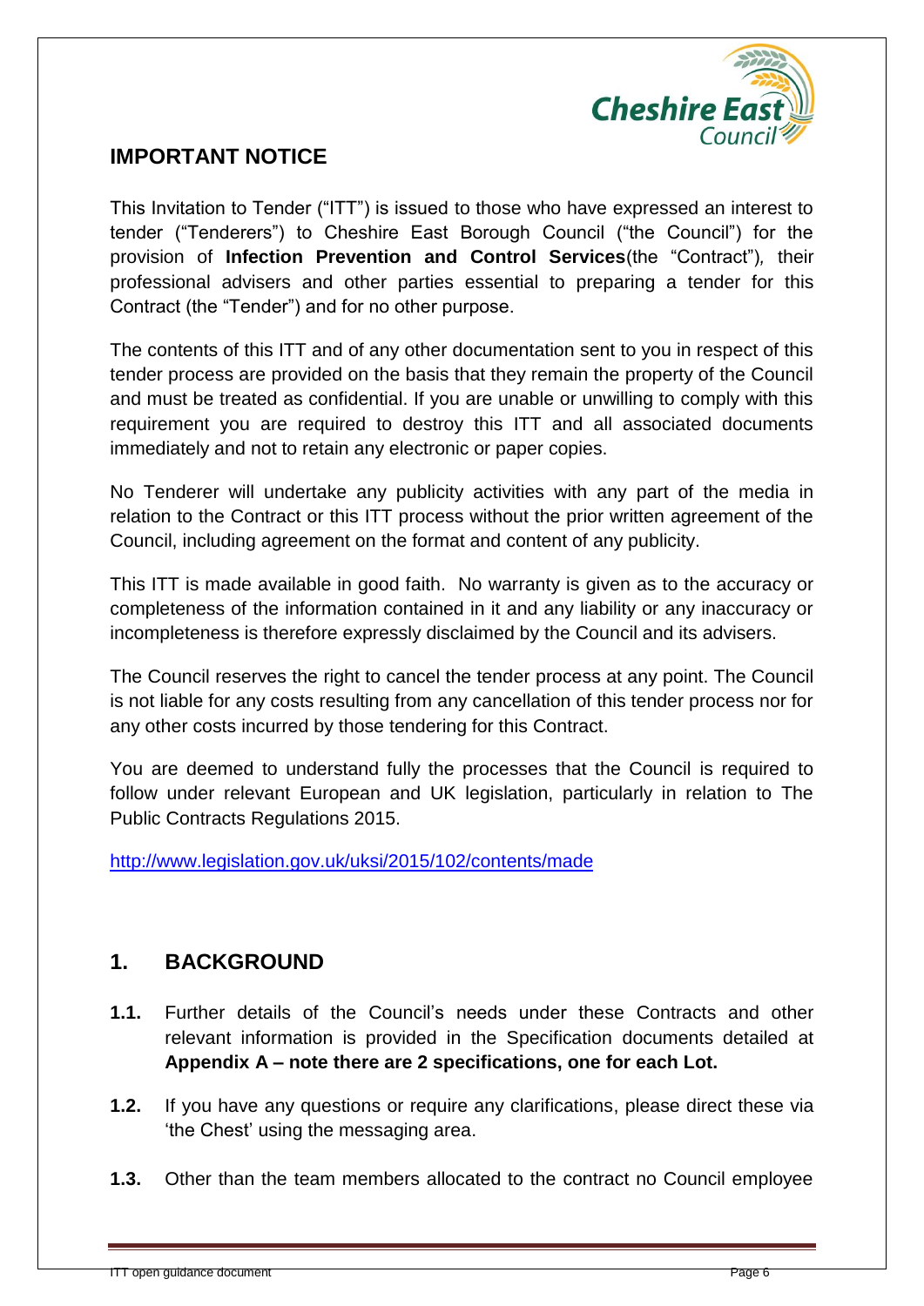## IMPORTANT NOTICE

This Invitation to Tender ("ITT") is issued to those who have expressed an interest to tender ("Tenderers") to Cheshire East Borough Council ("the Council") for the provision of **Infection Prevention and Control Services**(the "Contract"), their professional advisers and other parties essential to preparing a tender for this Contract (the "Tender") and for no other purpose.

The contents of this ITT and of any other documentation sent to you in respect of this tender process are provided on the basis that they remain the property of the Council and must be treated as confidential. If you are unable or unwilling to comply with this requirement you are required to destroy this ITT and all associated documents immediately and not to retain any electronic or paper copies.

No Tenderer will undertake any publicity activities with any part of the media in relation to the Contract or this ITT process without the prior written agreement of the Council, including agreement on the format and content of any publicity.

This ITT is made available in good faith. No warranty is given as to the accuracy or completeness of the information contained in it and any liability or any inaccuracy or incompleteness is therefore expressly disclaimed by the Council and its advisers.

The Council reserves the right to cancel the tender process at any point. The Council is not liable for any costs resulting from any cancellation of this tender process nor for any other costs incurred by those tendering for this Contract.

You are deemed to understand fully the processes that the Council is required to follow under relevant European and UK legislation, particularly in relation to The Public Contracts Regulations 2015.

http://www.legislation.gov.uk/uksi/2015/102/contents/made

## 1. BACKGROUND

**1.1.** Further details of the Council's needs under these Contracts and other relevant information is provided in the Specification documents detailed at **Appendix A – note there are 2 specifications, one for each Lot.**

**1.2.** If you have any questions or require any clarifications, please direct these via 'the Chest' using the messaging area.

**1.3.** Other than the team members allocated to the contract no Council employee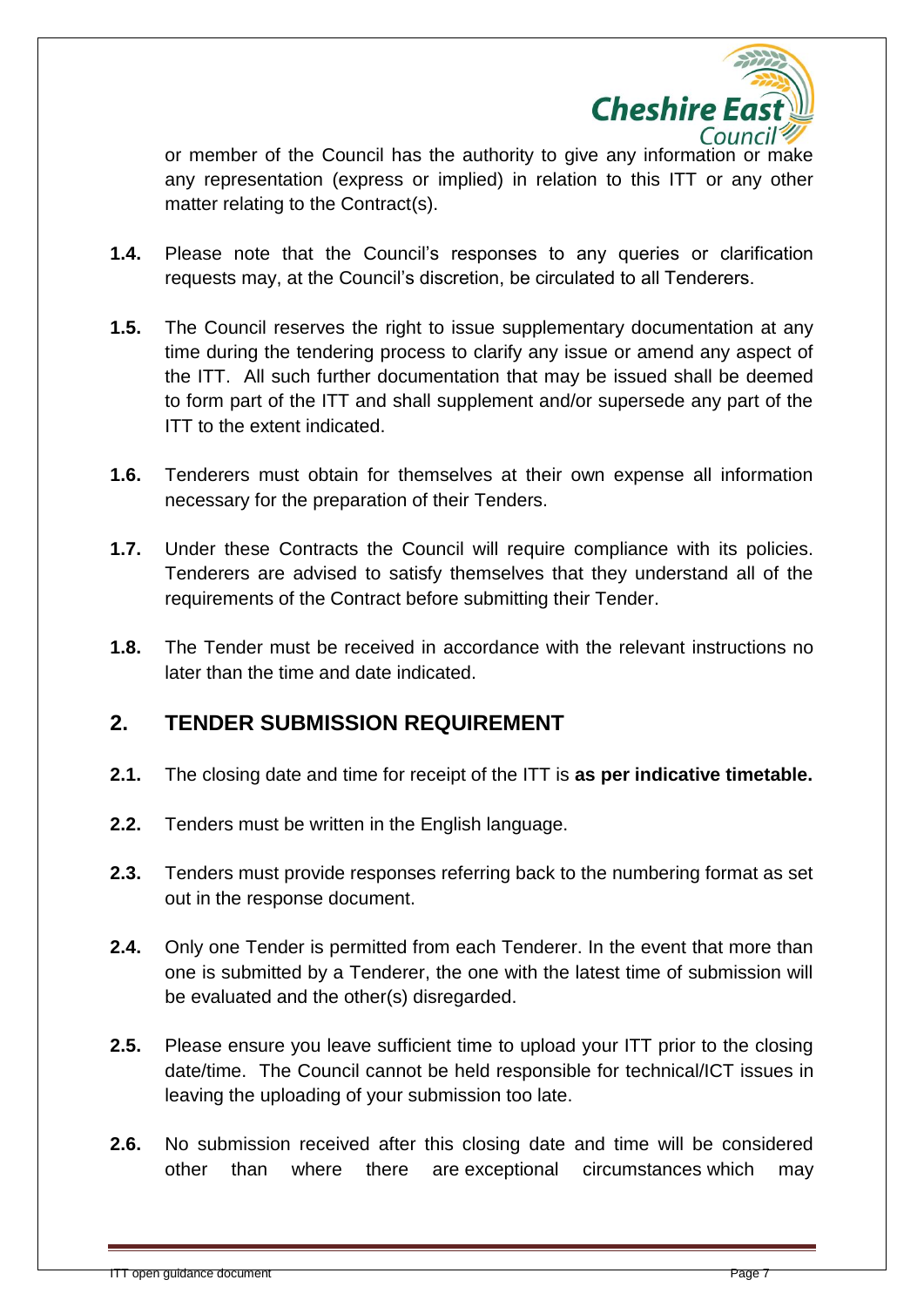or member of the Council has the authority to give any information or make any representation (express or implied) in relation to this ITT or any other matter relating to the Contract(s).

**1.4.** Please note that the Council's responses to any queries or clarification requests may, at the Council's discretion, be circulated to all Tenderers.

**1.5.** The Council reserves the right to issue supplementary documentation at any time during the tendering process to clarify any issue or amend any aspect of the ITT. All such further documentation that may be issued shall be deemed to form part of the ITT and shall supplement and/or supersede any part of the ITT to the extent indicated.

**1.6.** Tenderers must obtain for themselves at their own expense all information necessary for the preparation of their Tenders.

**1.7.** Under these Contracts the Council will require compliance with its policies. Tenderers are advised to satisfy themselves that they understand all of the requirements of the Contract before submitting their Tender.

**1.8.** The Tender must be received in accordance with the relevant instructions no later than the time and date indicated.

## 2. TENDER SUBMISSION REQUIREMENT

**2.1.** The closing date and time for receipt of the ITT is **as per indicative timetable.**

**2.2.** Tenders must be written in the English language.

**2.3.** Tenders must provide responses referring back to the numbering format as set out in the response document.

**2.4.** Only one Tender is permitted from each Tenderer. In the event that more than one is submitted by a Tenderer, the one with the latest time of submission will be evaluated and the other(s) disregarded.

**2.5.** Please ensure you leave sufficient time to upload your ITT prior to the closing date/time. The Council cannot be held responsible for technical/ICT issues in leaving the uploading of your submission too late.

**2.6.** No submission received after this closing date and time will be considered other than where there are exceptional circumstances which may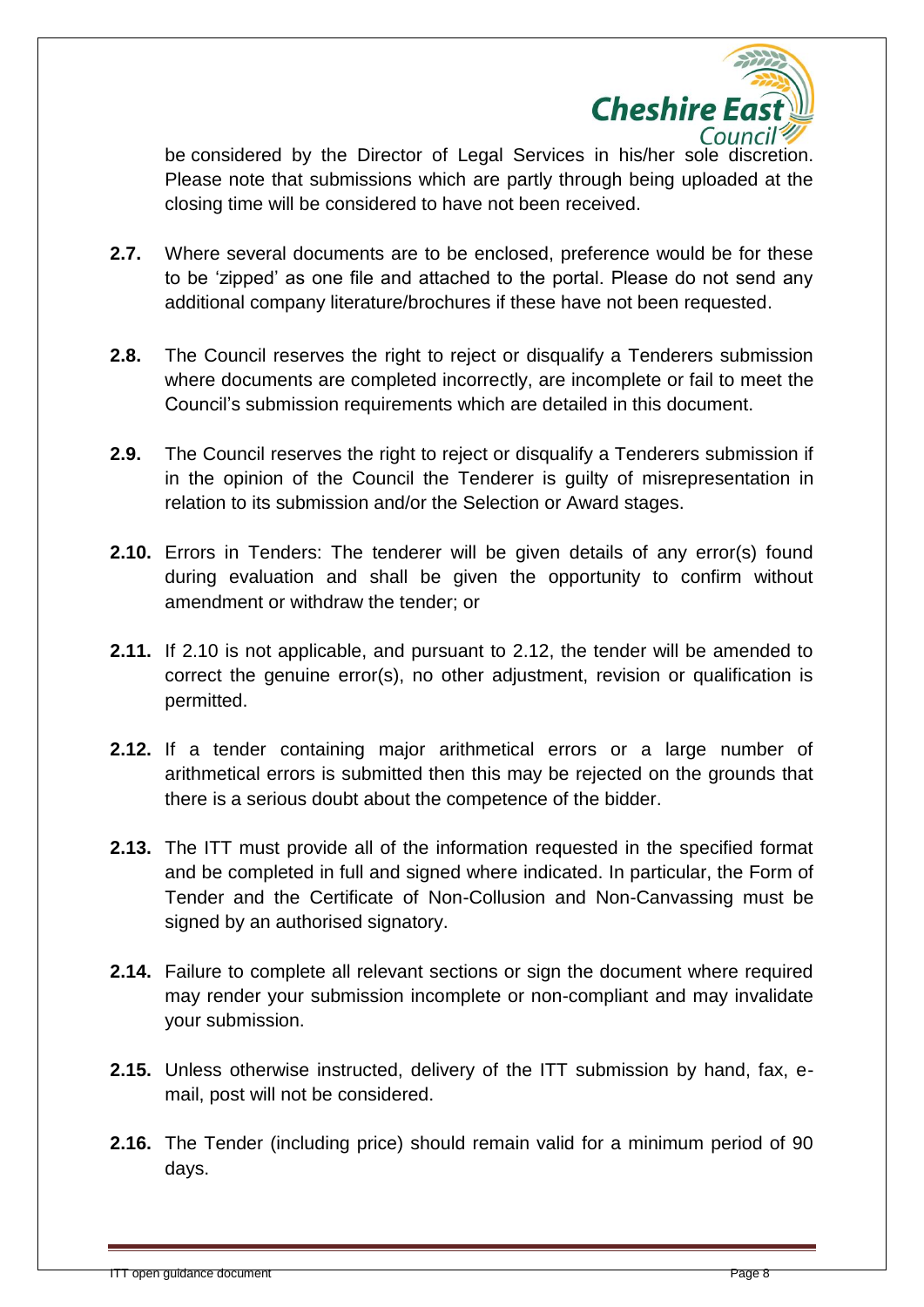be considered by the Director of Legal Services in his/her sole discretion. Please note that submissions which are partly through being uploaded at the closing time will be considered to have not been received.

**2.7.** Where several documents are to be enclosed, preference would be for these to be 'zipped' as one file and attached to the portal. Please do not send any additional company literature/brochures if these have not been requested.

**2.8.** The Council reserves the right to reject or disqualify a Tenderers submission where documents are completed incorrectly, are incomplete or fail to meet the Council's submission requirements which are detailed in this document.

**2.9.** The Council reserves the right to reject or disqualify a Tenderers submission if in the opinion of the Council the Tenderer is guilty of misrepresentation in relation to its submission and/or the Selection or Award stages.

**2.10.** Errors in Tenders: The tenderer will be given details of any error(s) found during evaluation and shall be given the opportunity to confirm without amendment or withdraw the tender; or

**2.11.** If 2.10 is not applicable, and pursuant to 2.12, the tender will be amended to correct the genuine error(s), no other adjustment, revision or qualification is permitted.

**2.12.** If a tender containing major arithmetical errors or a large number of arithmetical errors is submitted then this may be rejected on the grounds that there is a serious doubt about the competence of the bidder.

**2.13.** The ITT must provide all of the information requested in the specified format and be completed in full and signed where indicated. In particular, the Form of Tender and the Certificate of Non-Collusion and Non-Canvassing must be signed by an authorised signatory.

**2.14.** Failure to complete all relevant sections or sign the document where required may render your submission incomplete or non-compliant and may invalidate your submission.

**2.15.** Unless otherwise instructed, delivery of the ITT submission by hand, fax, e-mail, post will not be considered.

**2.16.** The Tender (including price) should remain valid for a minimum period of 90 days.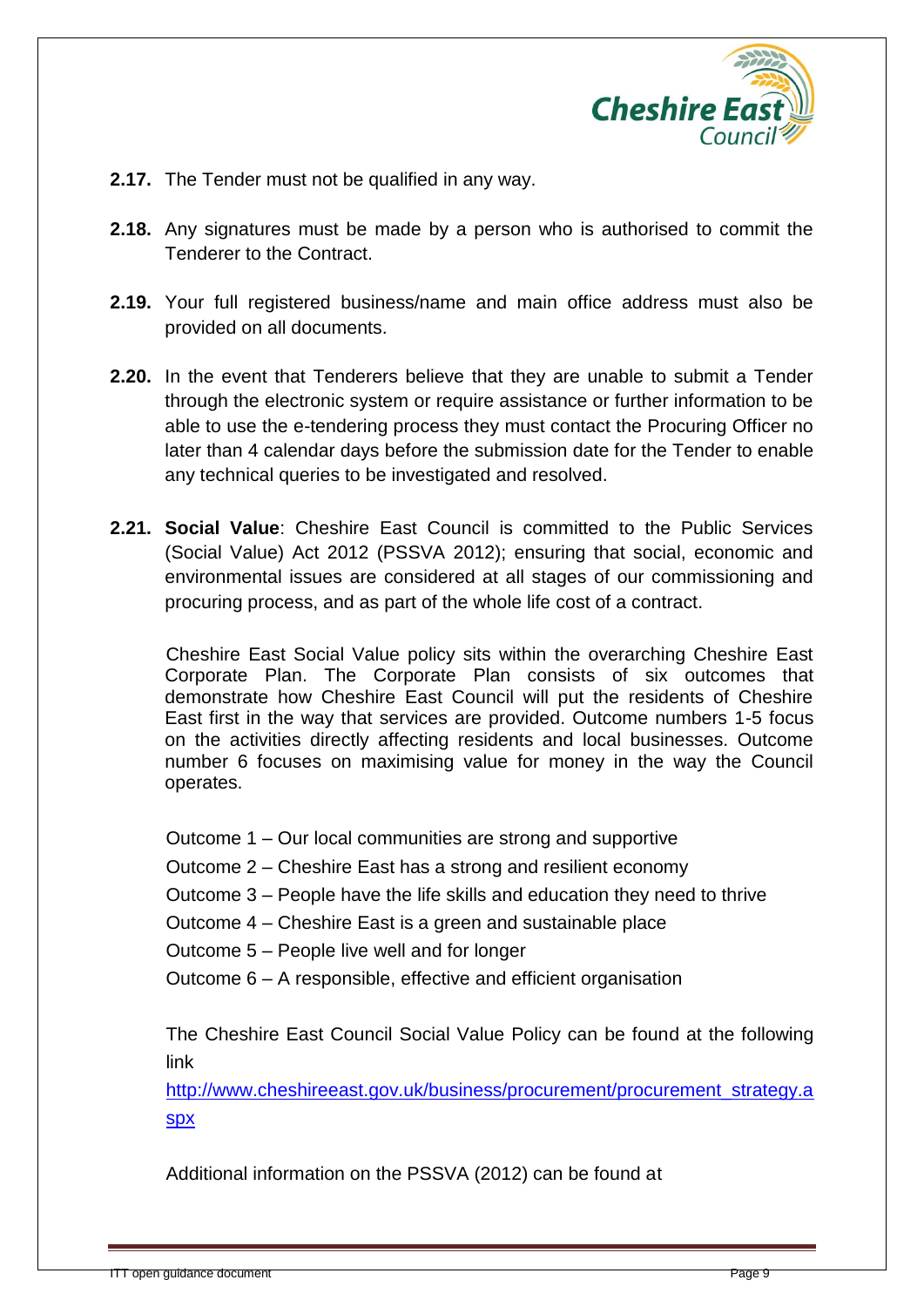**2.17.** The Tender must not be qualified in any way.

**2.18.** Any signatures must be made by a person who is authorised to commit the Tenderer to the Contract.

**2.19.** Your full registered business/name and main office address must also be provided on all documents.

**2.20.** In the event that Tenderers believe that they are unable to submit a Tender through the electronic system or require assistance or further information to be able to use the e-tendering process they must contact the Procuring Officer no later than 4 calendar days before the submission date for the Tender to enable any technical queries to be investigated and resolved.

**2.21.** **Social Value**: Cheshire East Council is committed to the Public Services (Social Value) Act 2012 (PSSVA 2012); ensuring that social, economic and environmental issues are considered at all stages of our commissioning and procuring process, and as part of the whole life cost of a contract.

Cheshire East Social Value policy sits within the overarching Cheshire East Corporate Plan. The Corporate Plan consists of six outcomes that demonstrate how Cheshire East Council will put the residents of Cheshire East first in the way that services are provided. Outcome numbers 1-5 focus on the activities directly affecting residents and local businesses. Outcome number 6 focuses on maximising value for money in the way the Council operates.

Outcome 1 – Our local communities are strong and supportive

Outcome 2 – Cheshire East has a strong and resilient economy

Outcome 3 – People have the life skills and education they need to thrive

Outcome 4 – Cheshire East is a green and sustainable place

Outcome 5 – People live well and for longer

Outcome 6 – A responsible, effective and efficient organisation

The Cheshire East Council Social Value Policy can be found at the following link

[http://www.cheshireeast.gov.uk/business/procurement/procurement_strategy.aspx](http://www.cheshireeast.gov.uk/business/procurement/procurement_strategy.aspx)

Additional information on the PSSVA (2012) can be found at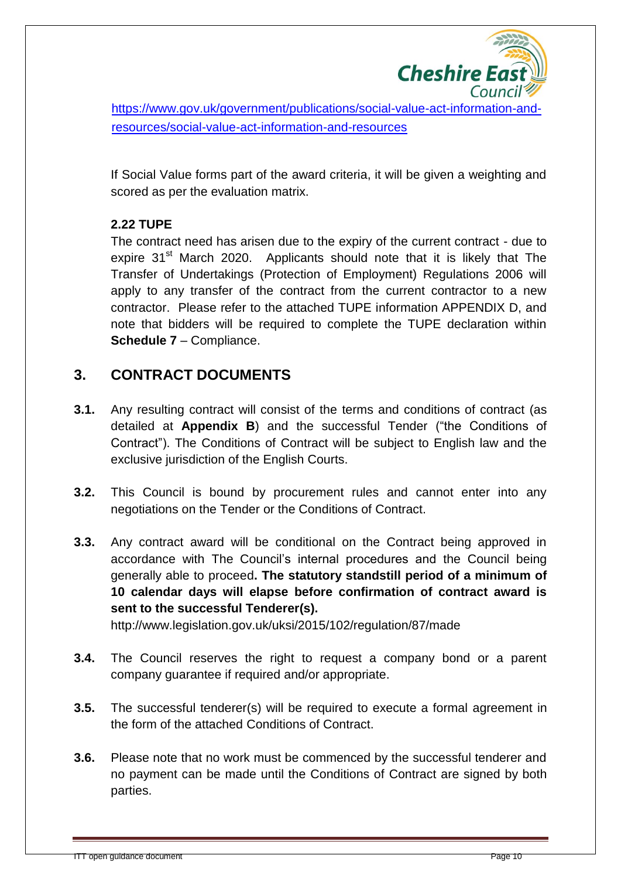https://www.gov.uk/government/publications/social-value-act-information-and-resources/social-value-act-information-and-resources

If Social Value forms part of the award criteria, it will be given a weighting and scored as per the evaluation matrix.

**2.22 TUPE**

The contract need has arisen due to the expiry of the current contract - due to expire 31st March 2020. Applicants should note that it is likely that The Transfer of Undertakings (Protection of Employment) Regulations 2006 will apply to any transfer of the contract from the current contractor to a new contractor. Please refer to the attached TUPE information APPENDIX D, and note that bidders will be required to complete the TUPE declaration within **Schedule 7** – Compliance.

## 3. CONTRACT DOCUMENTS

**3.1.** Any resulting contract will consist of the terms and conditions of contract (as detailed at **Appendix B**) and the successful Tender ("the Conditions of Contract"). The Conditions of Contract will be subject to English law and the exclusive jurisdiction of the English Courts.

**3.2.** This Council is bound by procurement rules and cannot enter into any negotiations on the Tender or the Conditions of Contract.

**3.3.** Any contract award will be conditional on the Contract being approved in accordance with The Council's internal procedures and the Council being generally able to proceed**. The statutory standstill period of a minimum of 10 calendar days will elapse before confirmation of contract award is sent to the successful Tenderer(s).**
http://www.legislation.gov.uk/uksi/2015/102/regulation/87/made

**3.4.** The Council reserves the right to request a company bond or a parent company guarantee if required and/or appropriate.

**3.5.** The successful tenderer(s) will be required to execute a formal agreement in the form of the attached Conditions of Contract.

**3.6.** Please note that no work must be commenced by the successful tenderer and no payment can be made until the Conditions of Contract are signed by both parties.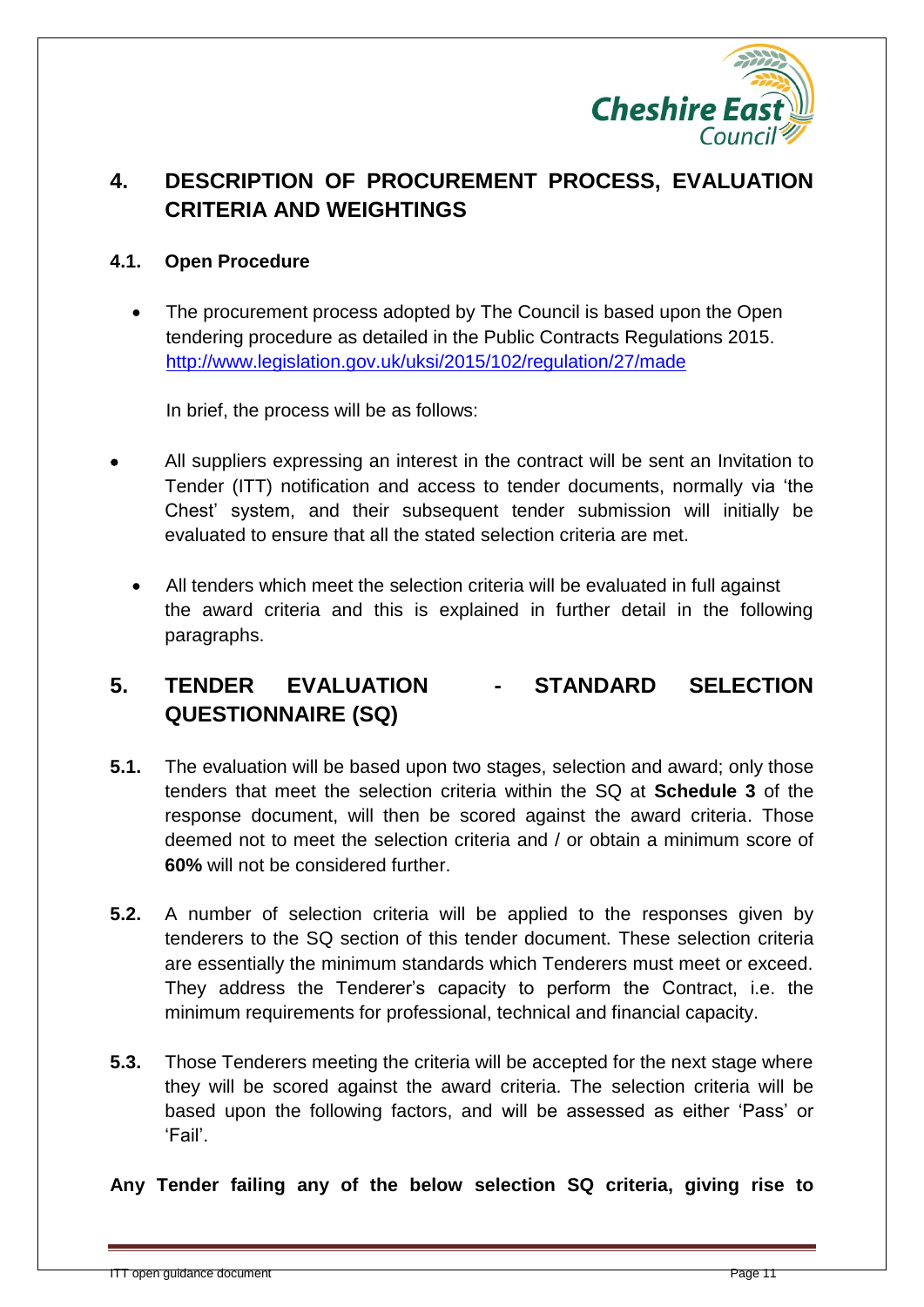## 4. DESCRIPTION OF PROCUREMENT PROCESS, EVALUATION CRITERIA AND WEIGHTINGS

### 4.1. Open Procedure

- The procurement process adopted by The Council is based upon the Open tendering procedure as detailed in the Public Contracts Regulations 2015. http://www.legislation.gov.uk/uksi/2015/102/regulation/27/made

  In brief, the process will be as follows:

- All suppliers expressing an interest in the contract will be sent an Invitation to Tender (ITT) notification and access to tender documents, normally via 'the Chest' system, and their subsequent tender submission will initially be evaluated to ensure that all the stated selection criteria are met.

- All tenders which meet the selection criteria will be evaluated in full against the award criteria and this is explained in further detail in the following paragraphs.

## 5. TENDER EVALUATION - STANDARD SELECTION QUESTIONNAIRE (SQ)

**5.1.** The evaluation will be based upon two stages, selection and award; only those tenders that meet the selection criteria within the SQ at **Schedule 3** of the response document, will then be scored against the award criteria. Those deemed not to meet the selection criteria and / or obtain a minimum score of **60%** will not be considered further.

**5.2.** A number of selection criteria will be applied to the responses given by tenderers to the SQ section of this tender document. These selection criteria are essentially the minimum standards which Tenderers must meet or exceed. They address the Tenderer's capacity to perform the Contract, i.e. the minimum requirements for professional, technical and financial capacity.

**5.3.** Those Tenderers meeting the criteria will be accepted for the next stage where they will be scored against the award criteria. The selection criteria will be based upon the following factors, and will be assessed as either 'Pass' or 'Fail'.

**Any Tender failing any of the below selection SQ criteria, giving rise to**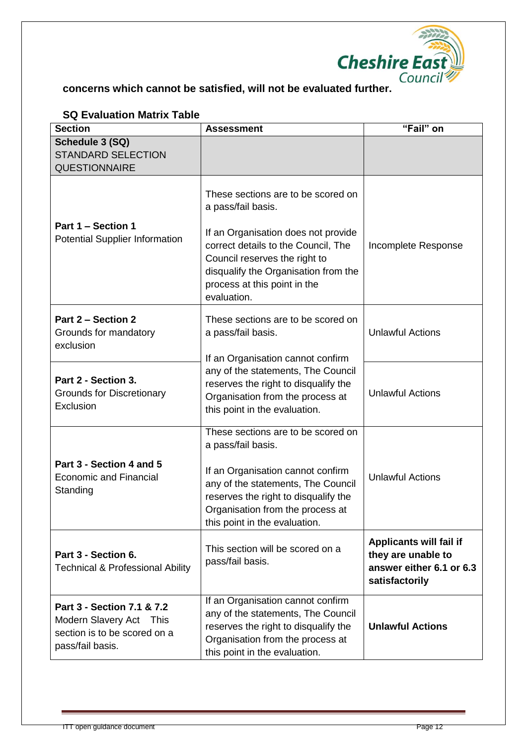**concerns which cannot be satisfied, will not be evaluated further.**

**SQ Evaluation Matrix Table**

| Section | Assessment | "Fail" on |
|---|---|---|
| **Schedule 3 (SQ)** STANDARD SELECTION QUESTIONNAIRE | | |
| **Part 1 – Section 1** Potential Supplier Information | These sections are to be scored on a pass/fail basis. If an Organisation does not provide correct details to the Council, The Council reserves the right to disqualify the Organisation from the process at this point in the evaluation. | Incomplete Response |
| **Part 2 – Section 2** Grounds for mandatory exclusion | These sections are to be scored on a pass/fail basis. If an Organisation cannot confirm any of the statements, The Council reserves the right to disqualify the Organisation from the process at this point in the evaluation. | Unlawful Actions |
| **Part 2 - Section 3.** Grounds for Discretionary Exclusion | | Unlawful Actions |
| **Part 3 - Section 4 and 5** Economic and Financial Standing | These sections are to be scored on a pass/fail basis. If an Organisation cannot confirm any of the statements, The Council reserves the right to disqualify the Organisation from the process at this point in the evaluation. | Unlawful Actions |
| **Part 3 - Section 6.** Technical & Professional Ability | This section will be scored on a pass/fail basis. | **Applicants will fail if they are unable to answer either 6.1 or 6.3 satisfactorily** |
| **Part 3 - Section 7.1 & 7.2** Modern Slavery Act This section is to be scored on a pass/fail basis. | If an Organisation cannot confirm any of the statements, The Council reserves the right to disqualify the Organisation from the process at this point in the evaluation. | **Unlawful Actions** |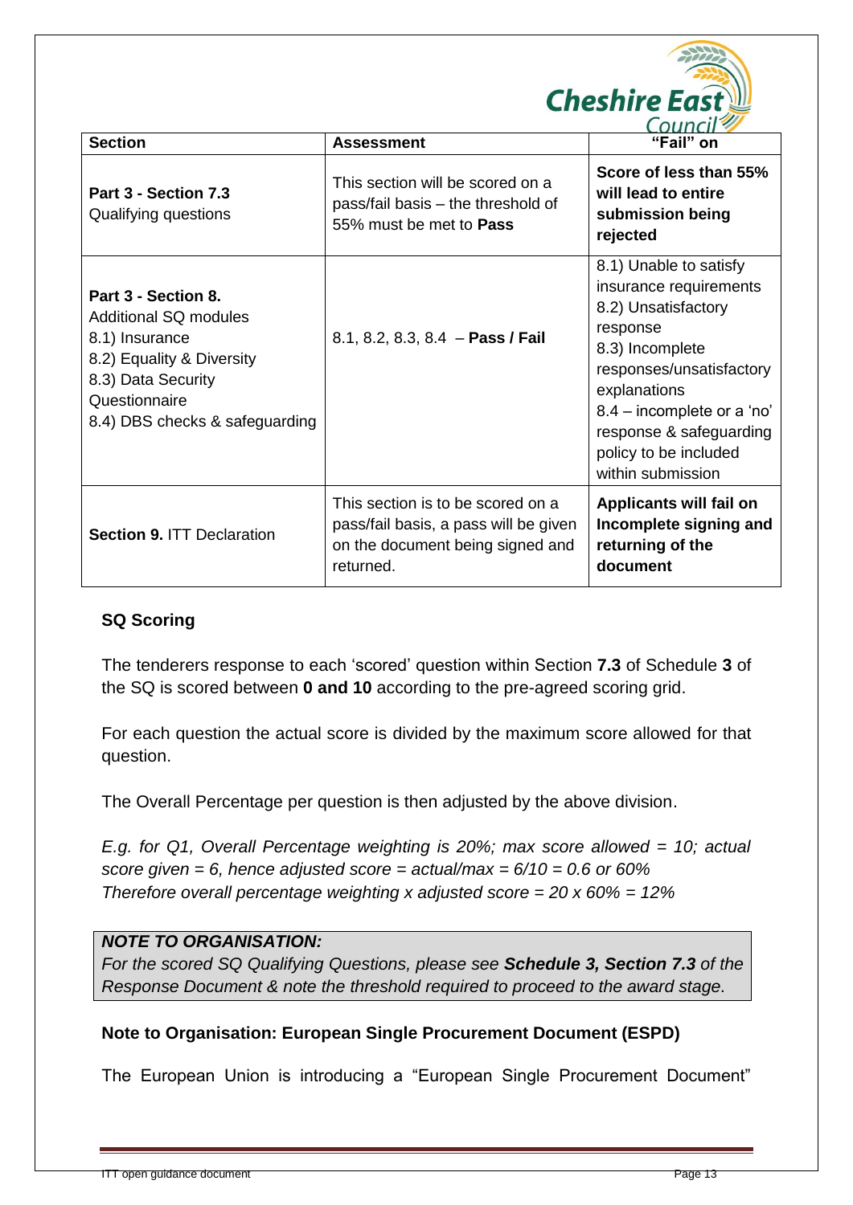| Section | Assessment | "Fail" on |
|---|---|---|
| **Part 3 - Section 7.3**<br>Qualifying questions | This section will be scored on a pass/fail basis – the threshold of 55% must be met to **Pass** | **Score of less than 55% will lead to entire submission being rejected** |
| **Part 3 - Section 8.**<br>Additional SQ modules<br>8.1) Insurance<br>8.2) Equality & Diversity<br>8.3) Data Security Questionnaire<br>8.4) DBS checks & safeguarding | 8.1, 8.2, 8.3, 8.4 – **Pass / Fail** | 8.1) Unable to satisfy insurance requirements<br>8.2) Unsatisfactory response<br>8.3) Incomplete responses/unsatisfactory explanations<br>8.4 – incomplete or a 'no' response & safeguarding policy to be included within submission |
| **Section 9.** ITT Declaration | This section is to be scored on a pass/fail basis, a pass will be given on the document being signed and returned. | **Applicants will fail on Incomplete signing and returning of the document** |

## SQ Scoring

The tenderers response to each 'scored' question within Section **7.3** of Schedule **3** of the SQ is scored between **0 and 10** according to the pre-agreed scoring grid.

For each question the actual score is divided by the maximum score allowed for that question.

The Overall Percentage per question is then adjusted by the above division.

*E.g. for Q1, Overall Percentage weighting is 20%; max score allowed = 10; actual score given = 6, hence adjusted score = actual/max = 6/10 = 0.6 or 60%*
*Therefore overall percentage weighting x adjusted score = 20 x 60% = 12%*

***NOTE TO ORGANISATION:***
*For the scored SQ Qualifying Questions, please see **Schedule 3, Section 7.3** of the Response Document & note the threshold required to proceed to the award stage.*

**Note to Organisation: European Single Procurement Document (ESPD)**

The European Union is introducing a "European Single Procurement Document"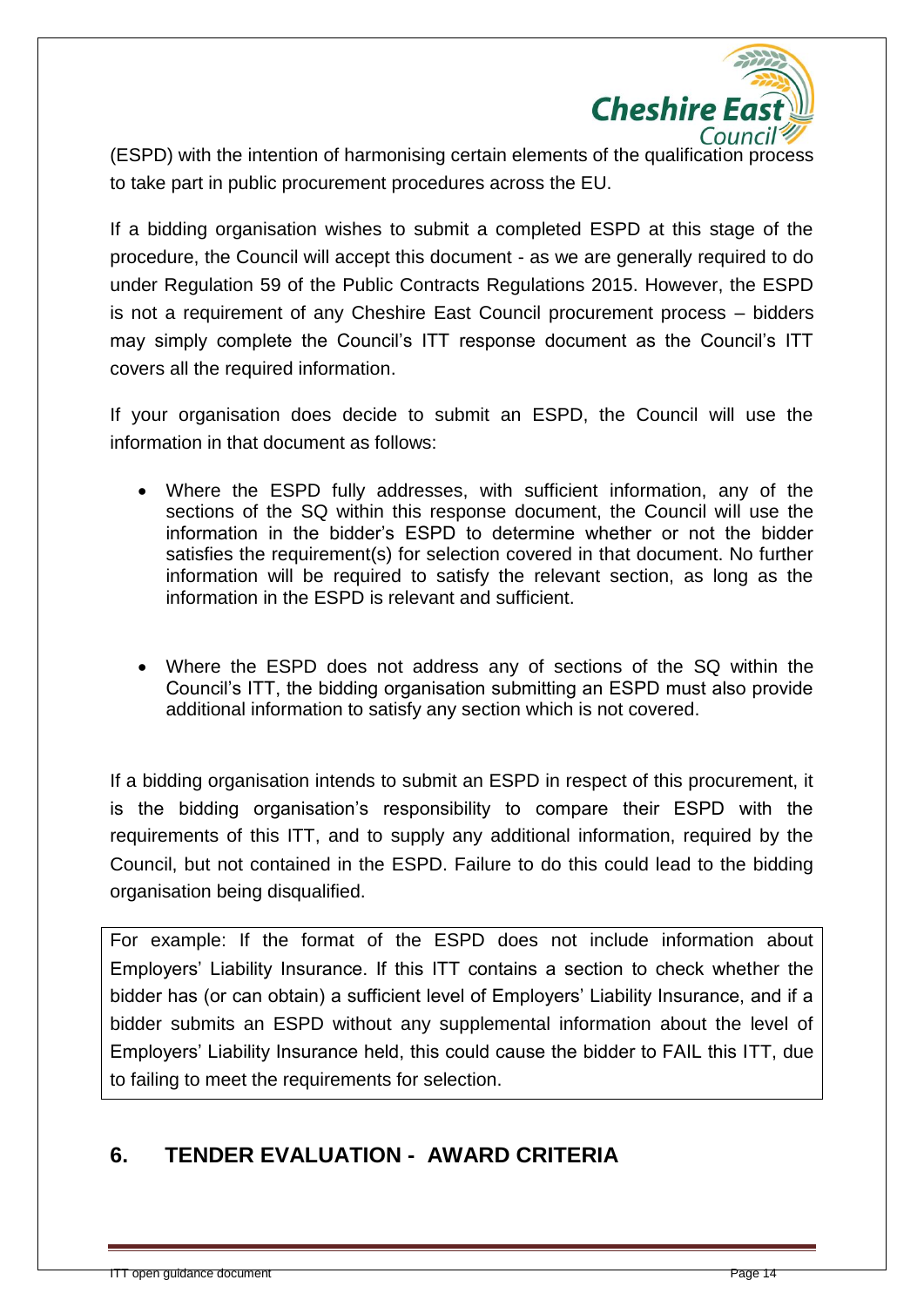(ESPD) with the intention of harmonising certain elements of the qualification process to take part in public procurement procedures across the EU.

If a bidding organisation wishes to submit a completed ESPD at this stage of the procedure, the Council will accept this document - as we are generally required to do under Regulation 59 of the Public Contracts Regulations 2015. However, the ESPD is not a requirement of any Cheshire East Council procurement process – bidders may simply complete the Council's ITT response document as the Council's ITT covers all the required information.

If your organisation does decide to submit an ESPD, the Council will use the information in that document as follows:

- Where the ESPD fully addresses, with sufficient information, any of the sections of the SQ within this response document, the Council will use the information in the bidder's ESPD to determine whether or not the bidder satisfies the requirement(s) for selection covered in that document. No further information will be required to satisfy the relevant section, as long as the information in the ESPD is relevant and sufficient.

- Where the ESPD does not address any of sections of the SQ within the Council's ITT, the bidding organisation submitting an ESPD must also provide additional information to satisfy any section which is not covered.

If a bidding organisation intends to submit an ESPD in respect of this procurement, it is the bidding organisation's responsibility to compare their ESPD with the requirements of this ITT, and to supply any additional information, required by the Council, but not contained in the ESPD. Failure to do this could lead to the bidding organisation being disqualified.

For example: If the format of the ESPD does not include information about Employers' Liability Insurance. If this ITT contains a section to check whether the bidder has (or can obtain) a sufficient level of Employers' Liability Insurance, and if a bidder submits an ESPD without any supplemental information about the level of Employers' Liability Insurance held, this could cause the bidder to FAIL this ITT, due to failing to meet the requirements for selection.

## 6. TENDER EVALUATION - AWARD CRITERIA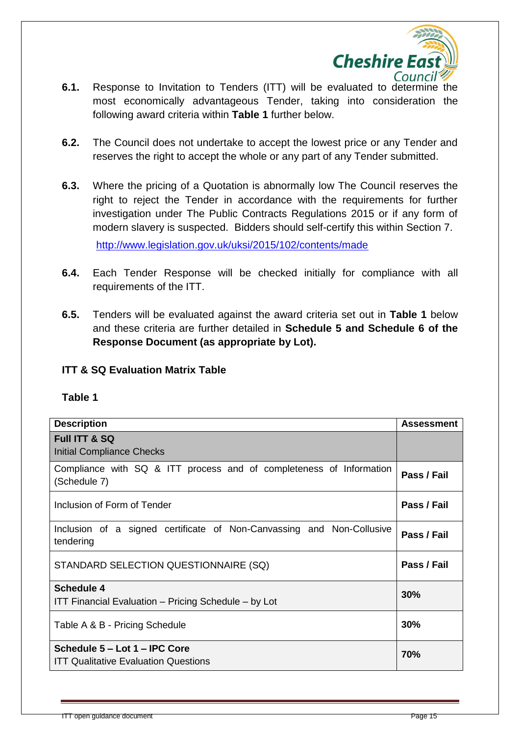**6.1.** Response to Invitation to Tenders (ITT) will be evaluated to determine the most economically advantageous Tender, taking into consideration the following award criteria within **Table 1** further below.

**6.2.** The Council does not undertake to accept the lowest price or any Tender and reserves the right to accept the whole or any part of any Tender submitted.

**6.3.** Where the pricing of a Quotation is abnormally low The Council reserves the right to reject the Tender in accordance with the requirements for further investigation under The Public Contracts Regulations 2015 or if any form of modern slavery is suspected. Bidders should self-certify this within Section 7.

http://www.legislation.gov.uk/uksi/2015/102/contents/made

**6.4.** Each Tender Response will be checked initially for compliance with all requirements of the ITT.

**6.5.** Tenders will be evaluated against the award criteria set out in **Table 1** below and these criteria are further detailed in **Schedule 5 and Schedule 6 of the Response Document (as appropriate by Lot).**

**ITT & SQ Evaluation Matrix Table**

**Table 1**

| Description | Assessment |
|---|---|
| **Full ITT & SQ**<br>Initial Compliance Checks | |
| Compliance with SQ & ITT process and of completeness of Information (Schedule 7) | **Pass / Fail** |
| Inclusion of Form of Tender | **Pass / Fail** |
| Inclusion of a signed certificate of Non-Canvassing and Non-Collusive tendering | **Pass / Fail** |
| STANDARD SELECTION QUESTIONNAIRE (SQ) | **Pass / Fail** |
| **Schedule 4**<br>ITT Financial Evaluation – Pricing Schedule – by Lot | **30%** |
| Table A & B - Pricing Schedule | **30%** |
| **Schedule 5 – Lot 1 – IPC Core**<br>ITT Qualitative Evaluation Questions | **70%** |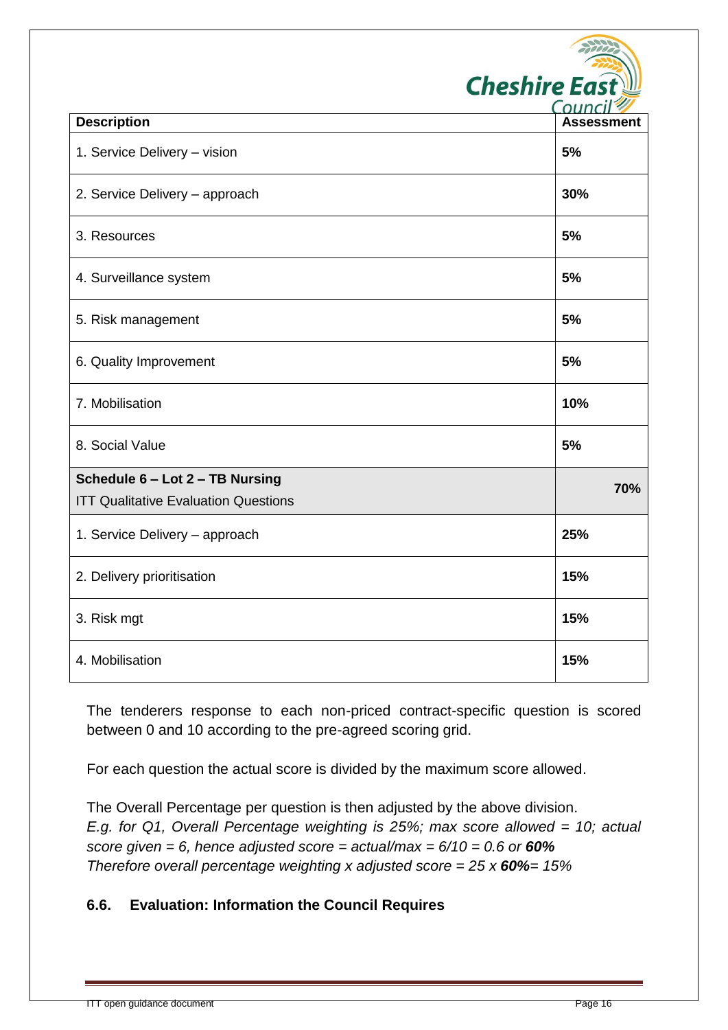| Description | Assessment |
|---|---|
| 1. Service Delivery – vision | **5%** |
| 2. Service Delivery – approach | **30%** |
| 3. Resources | **5%** |
| 4. Surveillance system | **5%** |
| 5. Risk management | **5%** |
| 6. Quality Improvement | **5%** |
| 7. Mobilisation | **10%** |
| 8. Social Value | **5%** |
| **Schedule 6 – Lot 2 – TB Nursing** ITT Qualitative Evaluation Questions | **70%** |
| 1. Service Delivery – approach | **25%** |
| 2. Delivery prioritisation | **15%** |
| 3. Risk mgt | **15%** |
| 4. Mobilisation | **15%** |

The tenderers response to each non-priced contract-specific question is scored between 0 and 10 according to the pre-agreed scoring grid.

For each question the actual score is divided by the maximum score allowed.

The Overall Percentage per question is then adjusted by the above division.
*E.g. for Q1, Overall Percentage weighting is 25%; max score allowed = 10; actual score given = 6, hence adjusted score = actual/max = 6/10 = 0.6 or* ***60%***
*Therefore overall percentage weighting x adjusted score = 25 x* ***60%****= 15%*

### 6.6. Evaluation: Information the Council Requires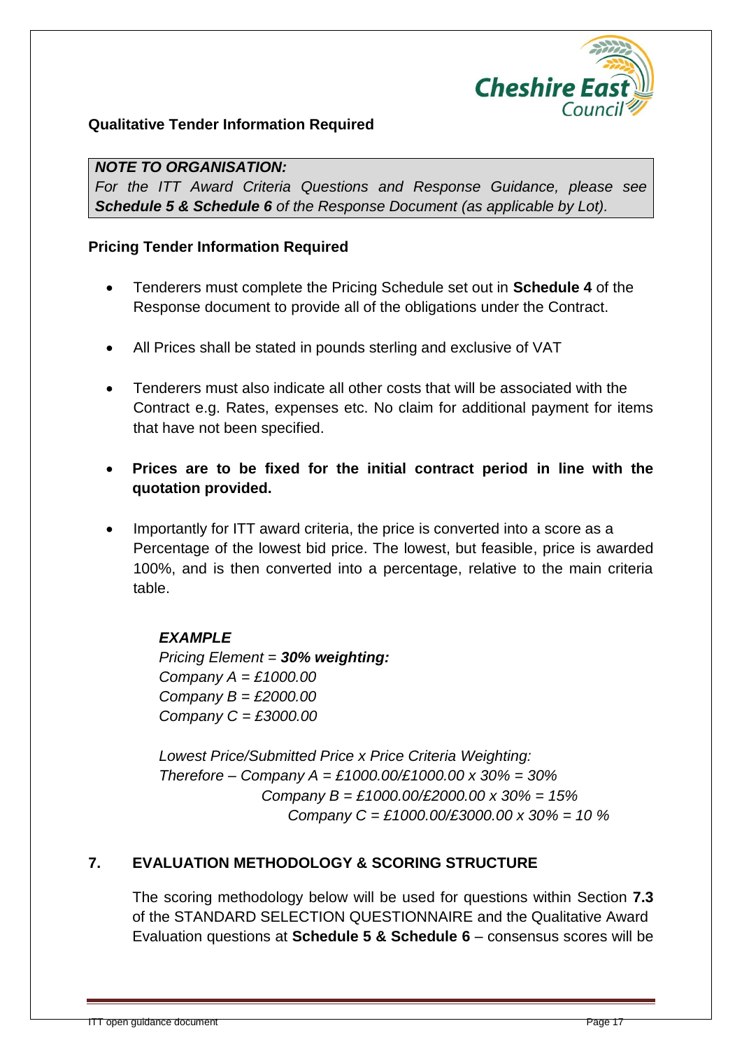**Qualitative Tender Information Required**

> ***NOTE TO ORGANISATION:***
> *For the ITT Award Criteria Questions and Response Guidance, please see **Schedule 5 & Schedule 6** of the Response Document (as applicable by Lot).*

**Pricing Tender Information Required**

- Tenderers must complete the Pricing Schedule set out in **Schedule 4** of the Response document to provide all of the obligations under the Contract.
- All Prices shall be stated in pounds sterling and exclusive of VAT
- Tenderers must also indicate all other costs that will be associated with the Contract e.g. Rates, expenses etc. No claim for additional payment for items that have not been specified.
- **Prices are to be fixed for the initial contract period in line with the quotation provided.**
- Importantly for ITT award criteria, the price is converted into a score as a Percentage of the lowest bid price. The lowest, but feasible, price is awarded 100%, and is then converted into a percentage, relative to the main criteria table.

  ***EXAMPLE***
  *Pricing Element = **30% weighting:***
  *Company A = £1000.00*
  *Company B = £2000.00*
  *Company C = £3000.00*

  *Lowest Price/Submitted Price x Price Criteria Weighting:*
  *Therefore – Company A = £1000.00/£1000.00 x 30% = 30%*
  *Company B = £1000.00/£2000.00 x 30% = 15%*
  *Company C = £1000.00/£3000.00 x 30% = 10 %*

## 7. EVALUATION METHODOLOGY & SCORING STRUCTURE

The scoring methodology below will be used for questions within Section **7.3** of the STANDARD SELECTION QUESTIONNAIRE and the Qualitative Award Evaluation questions at **Schedule 5 & Schedule 6** – consensus scores will be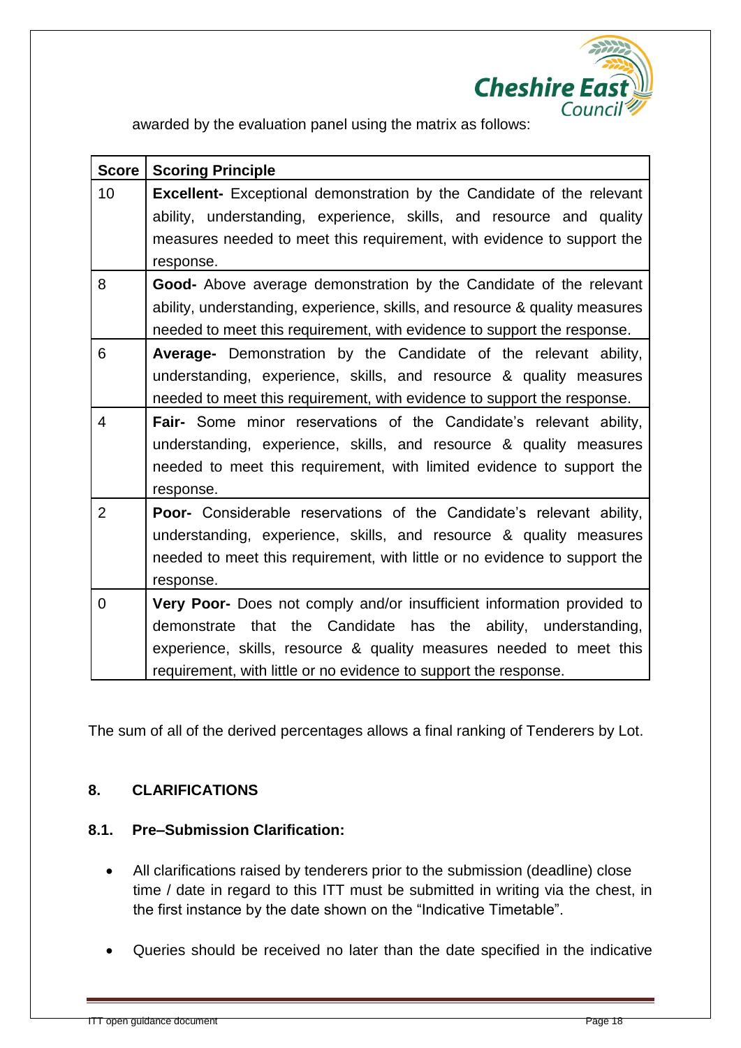awarded by the evaluation panel using the matrix as follows:

| Score | Scoring Principle |
|---|---|
| 10 | **Excellent-** Exceptional demonstration by the Candidate of the relevant ability, understanding, experience, skills, and resource and quality measures needed to meet this requirement, with evidence to support the response. |
| 8 | **Good-** Above average demonstration by the Candidate of the relevant ability, understanding, experience, skills, and resource & quality measures needed to meet this requirement, with evidence to support the response. |
| 6 | **Average-** Demonstration by the Candidate of the relevant ability, understanding, experience, skills, and resource & quality measures needed to meet this requirement, with evidence to support the response. |
| 4 | **Fair-** Some minor reservations of the Candidate's relevant ability, understanding, experience, skills, and resource & quality measures needed to meet this requirement, with limited evidence to support the response. |
| 2 | **Poor-** Considerable reservations of the Candidate's relevant ability, understanding, experience, skills, and resource & quality measures needed to meet this requirement, with little or no evidence to support the response. |
| 0 | **Very Poor-** Does not comply and/or insufficient information provided to demonstrate that the Candidate has the ability, understanding, experience, skills, resource & quality measures needed to meet this requirement, with little or no evidence to support the response. |

The sum of all of the derived percentages allows a final ranking of Tenderers by Lot.

## 8. CLARIFICATIONS

### 8.1. Pre–Submission Clarification:

- All clarifications raised by tenderers prior to the submission (deadline) close time / date in regard to this ITT must be submitted in writing via the chest, in the first instance by the date shown on the "Indicative Timetable".
- Queries should be received no later than the date specified in the indicative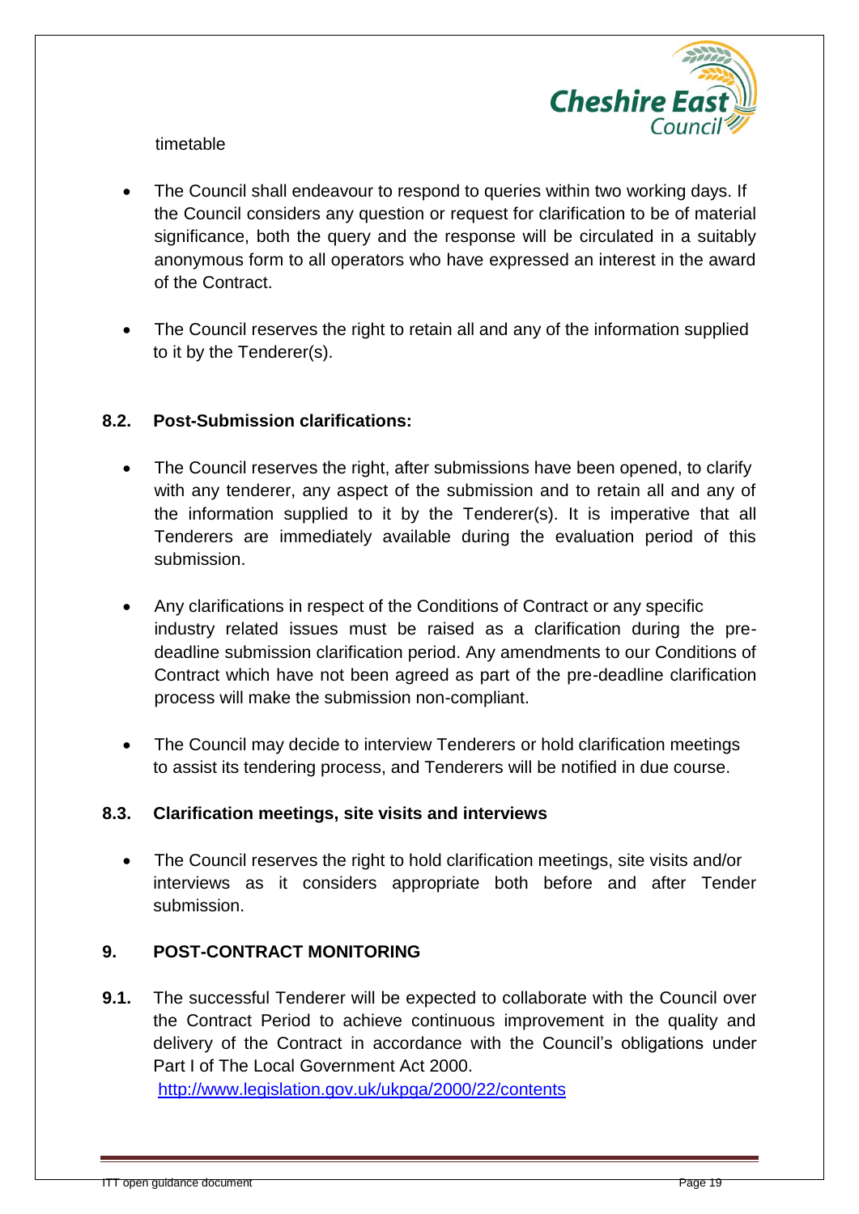timetable

- The Council shall endeavour to respond to queries within two working days. If the Council considers any question or request for clarification to be of material significance, both the query and the response will be circulated in a suitably anonymous form to all operators who have expressed an interest in the award of the Contract.

- The Council reserves the right to retain all and any of the information supplied to it by the Tenderer(s).

### 8.2. Post-Submission clarifications:

- The Council reserves the right, after submissions have been opened, to clarify with any tenderer, any aspect of the submission and to retain all and any of the information supplied to it by the Tenderer(s). It is imperative that all Tenderers are immediately available during the evaluation period of this submission.

- Any clarifications in respect of the Conditions of Contract or any specific industry related issues must be raised as a clarification during the pre-deadline submission clarification period. Any amendments to our Conditions of Contract which have not been agreed as part of the pre-deadline clarification process will make the submission non-compliant.

- The Council may decide to interview Tenderers or hold clarification meetings to assist its tendering process, and Tenderers will be notified in due course.

### 8.3. Clarification meetings, site visits and interviews

- The Council reserves the right to hold clarification meetings, site visits and/or interviews as it considers appropriate both before and after Tender submission.

## 9. POST-CONTRACT MONITORING

**9.1.** The successful Tenderer will be expected to collaborate with the Council over the Contract Period to achieve continuous improvement in the quality and delivery of the Contract in accordance with the Council's obligations under Part I of The Local Government Act 2000.
http://www.legislation.gov.uk/ukpga/2000/22/contents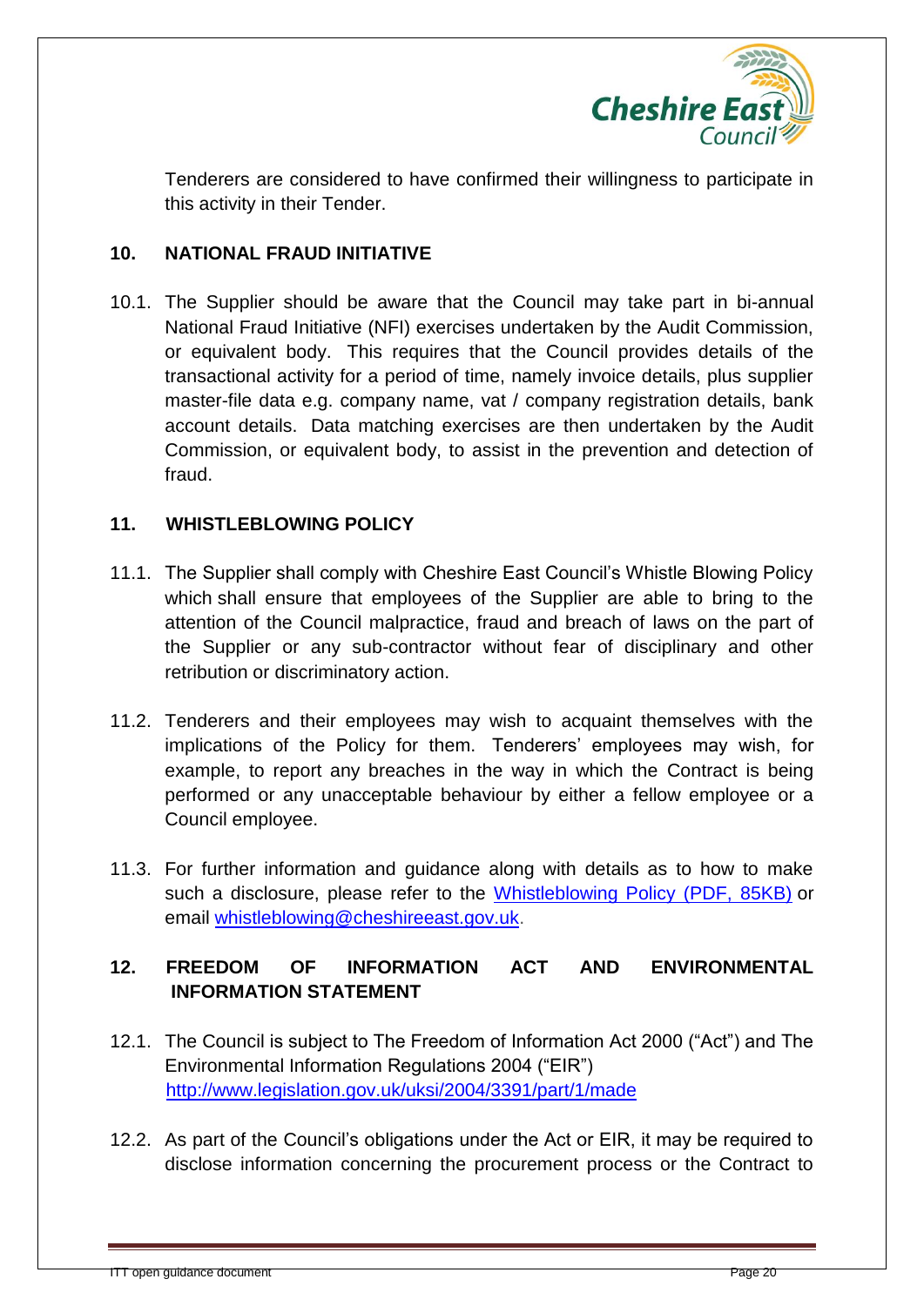Tenderers are considered to have confirmed their willingness to participate in this activity in their Tender.

## 10. NATIONAL FRAUD INITIATIVE

10.1. The Supplier should be aware that the Council may take part in bi-annual National Fraud Initiative (NFI) exercises undertaken by the Audit Commission, or equivalent body. This requires that the Council provides details of the transactional activity for a period of time, namely invoice details, plus supplier master-file data e.g. company name, vat / company registration details, bank account details. Data matching exercises are then undertaken by the Audit Commission, or equivalent body, to assist in the prevention and detection of fraud.

## 11. WHISTLEBLOWING POLICY

11.1. The Supplier shall comply with Cheshire East Council's Whistle Blowing Policy which shall ensure that employees of the Supplier are able to bring to the attention of the Council malpractice, fraud and breach of laws on the part of the Supplier or any sub-contractor without fear of disciplinary and other retribution or discriminatory action.

11.2. Tenderers and their employees may wish to acquaint themselves with the implications of the Policy for them. Tenderers' employees may wish, for example, to report any breaches in the way in which the Contract is being performed or any unacceptable behaviour by either a fellow employee or a Council employee.

11.3. For further information and guidance along with details as to how to make such a disclosure, please refer to the Whistleblowing Policy (PDF, 85KB) or email whistleblowing@cheshireeast.gov.uk.

## 12. FREEDOM OF INFORMATION ACT AND ENVIRONMENTAL INFORMATION STATEMENT

12.1. The Council is subject to The Freedom of Information Act 2000 ("Act") and The Environmental Information Regulations 2004 ("EIR") http://www.legislation.gov.uk/uksi/2004/3391/part/1/made

12.2. As part of the Council's obligations under the Act or EIR, it may be required to disclose information concerning the procurement process or the Contract to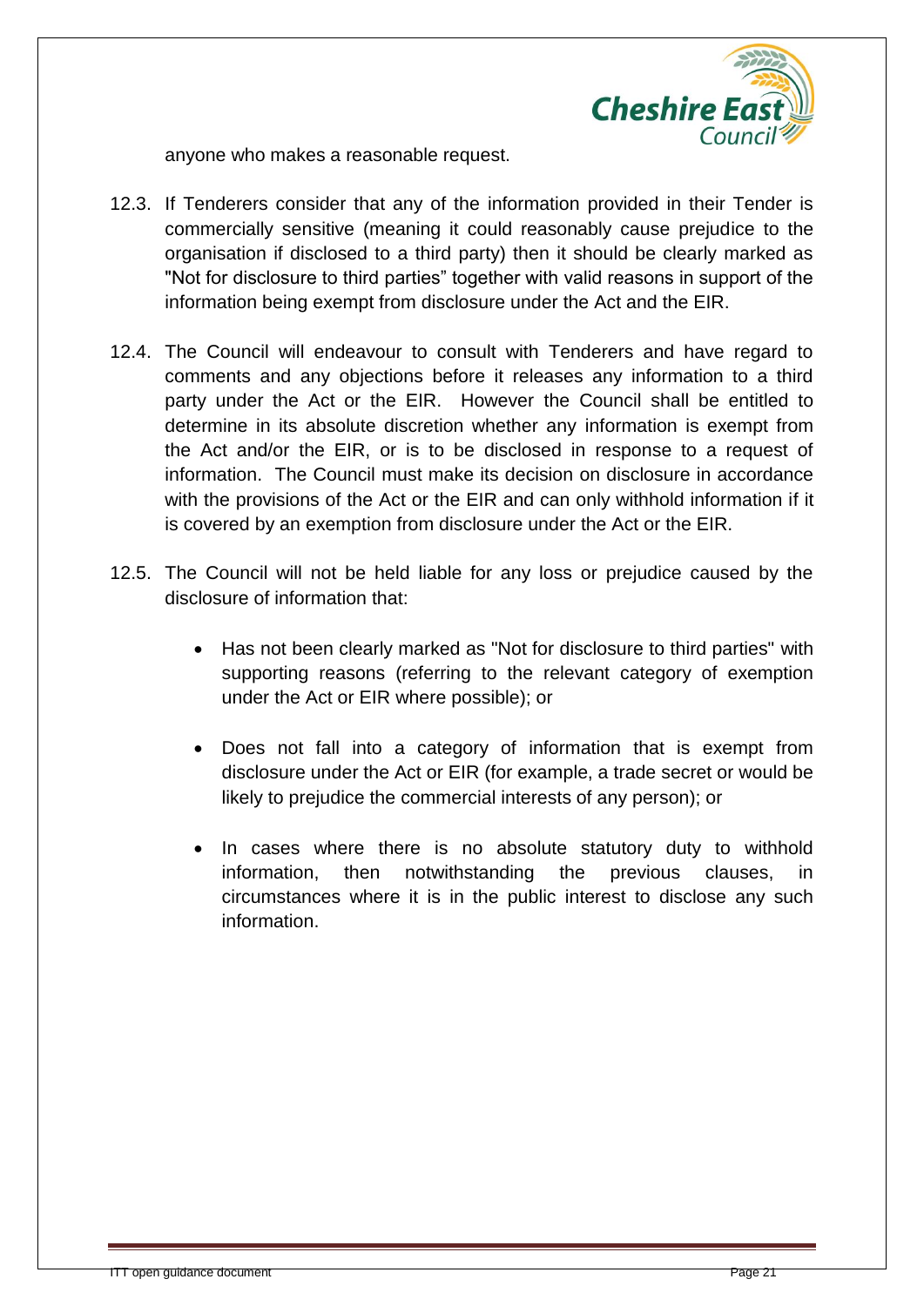anyone who makes a reasonable request.

12.3. If Tenderers consider that any of the information provided in their Tender is commercially sensitive (meaning it could reasonably cause prejudice to the organisation if disclosed to a third party) then it should be clearly marked as "Not for disclosure to third parties" together with valid reasons in support of the information being exempt from disclosure under the Act and the EIR.

12.4. The Council will endeavour to consult with Tenderers and have regard to comments and any objections before it releases any information to a third party under the Act or the EIR. However the Council shall be entitled to determine in its absolute discretion whether any information is exempt from the Act and/or the EIR, or is to be disclosed in response to a request of information. The Council must make its decision on disclosure in accordance with the provisions of the Act or the EIR and can only withhold information if it is covered by an exemption from disclosure under the Act or the EIR.

12.5. The Council will not be held liable for any loss or prejudice caused by the disclosure of information that:

- Has not been clearly marked as "Not for disclosure to third parties" with supporting reasons (referring to the relevant category of exemption under the Act or EIR where possible); or

- Does not fall into a category of information that is exempt from disclosure under the Act or EIR (for example, a trade secret or would be likely to prejudice the commercial interests of any person); or

- In cases where there is no absolute statutory duty to withhold information, then notwithstanding the previous clauses, in circumstances where it is in the public interest to disclose any such information.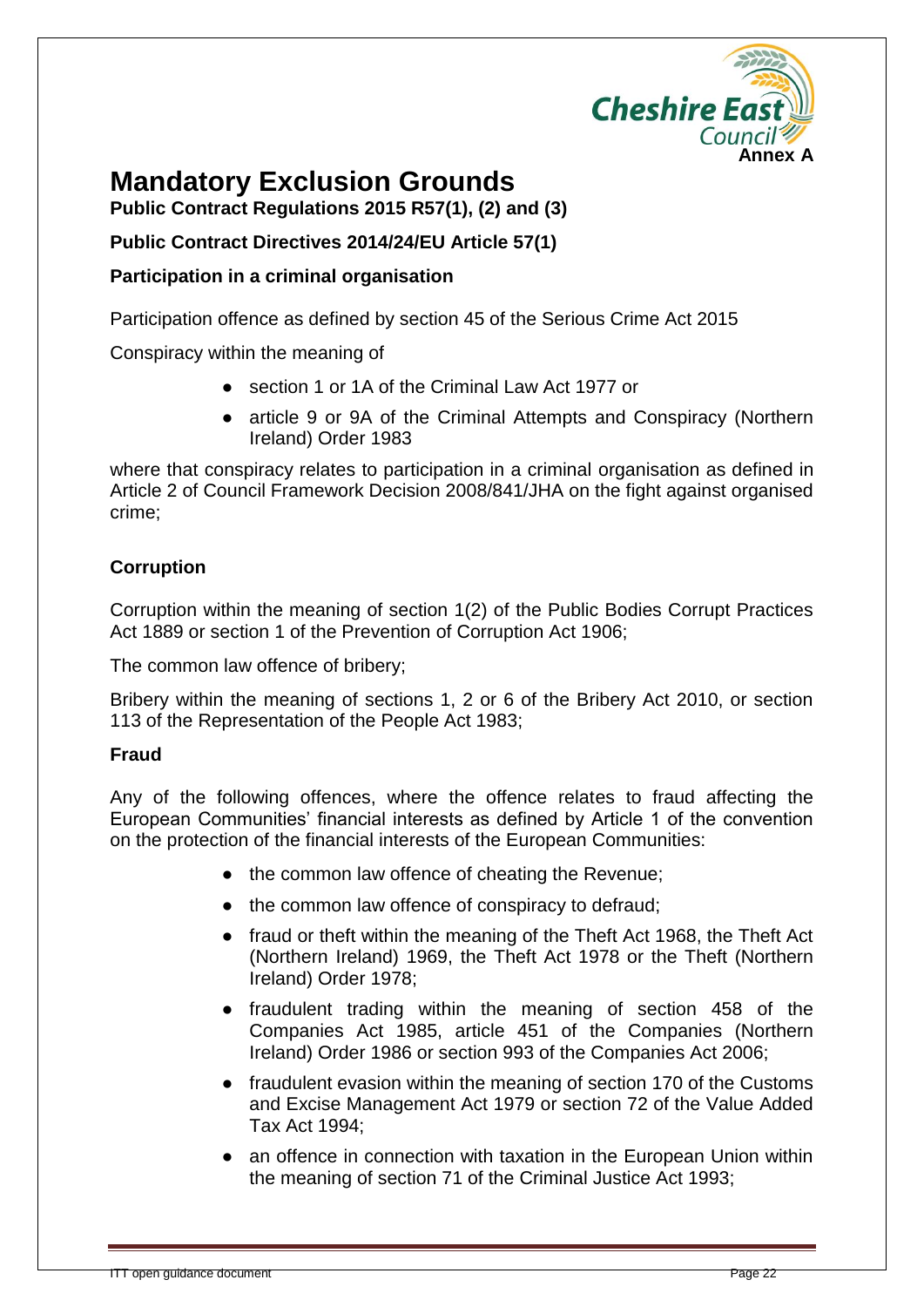Annex A

# Mandatory Exclusion Grounds

**Public Contract Regulations 2015 R57(1), (2) and (3)**

**Public Contract Directives 2014/24/EU Article 57(1)**

**Participation in a criminal organisation**

Participation offence as defined by section 45 of the Serious Crime Act 2015

Conspiracy within the meaning of

- section 1 or 1A of the Criminal Law Act 1977 or
- article 9 or 9A of the Criminal Attempts and Conspiracy (Northern Ireland) Order 1983

where that conspiracy relates to participation in a criminal organisation as defined in Article 2 of Council Framework Decision 2008/841/JHA on the fight against organised crime;

**Corruption**

Corruption within the meaning of section 1(2) of the Public Bodies Corrupt Practices Act 1889 or section 1 of the Prevention of Corruption Act 1906;

The common law offence of bribery;

Bribery within the meaning of sections 1, 2 or 6 of the Bribery Act 2010, or section 113 of the Representation of the People Act 1983;

**Fraud**

Any of the following offences, where the offence relates to fraud affecting the European Communities' financial interests as defined by Article 1 of the convention on the protection of the financial interests of the European Communities:

- the common law offence of cheating the Revenue;
- the common law offence of conspiracy to defraud;
- fraud or theft within the meaning of the Theft Act 1968, the Theft Act (Northern Ireland) 1969, the Theft Act 1978 or the Theft (Northern Ireland) Order 1978;
- fraudulent trading within the meaning of section 458 of the Companies Act 1985, article 451 of the Companies (Northern Ireland) Order 1986 or section 993 of the Companies Act 2006;
- fraudulent evasion within the meaning of section 170 of the Customs and Excise Management Act 1979 or section 72 of the Value Added Tax Act 1994;
- an offence in connection with taxation in the European Union within the meaning of section 71 of the Criminal Justice Act 1993;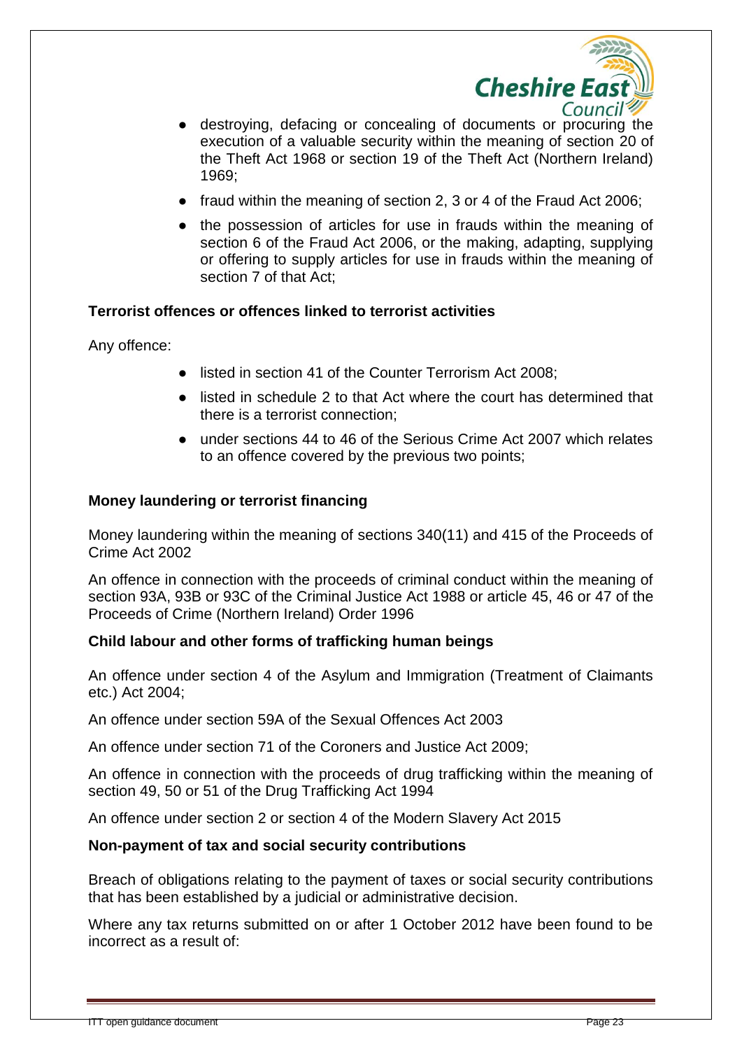- destroying, defacing or concealing of documents or procuring the execution of a valuable security within the meaning of section 20 of the Theft Act 1968 or section 19 of the Theft Act (Northern Ireland) 1969;
- fraud within the meaning of section 2, 3 or 4 of the Fraud Act 2006;
- the possession of articles for use in frauds within the meaning of section 6 of the Fraud Act 2006, or the making, adapting, supplying or offering to supply articles for use in frauds within the meaning of section 7 of that Act;

**Terrorist offences or offences linked to terrorist activities**

Any offence:

- listed in section 41 of the Counter Terrorism Act 2008;
- listed in schedule 2 to that Act where the court has determined that there is a terrorist connection;
- under sections 44 to 46 of the Serious Crime Act 2007 which relates to an offence covered by the previous two points;

**Money laundering or terrorist financing**

Money laundering within the meaning of sections 340(11) and 415 of the Proceeds of Crime Act 2002

An offence in connection with the proceeds of criminal conduct within the meaning of section 93A, 93B or 93C of the Criminal Justice Act 1988 or article 45, 46 or 47 of the Proceeds of Crime (Northern Ireland) Order 1996

**Child labour and other forms of trafficking human beings**

An offence under section 4 of the Asylum and Immigration (Treatment of Claimants etc.) Act 2004;

An offence under section 59A of the Sexual Offences Act 2003

An offence under section 71 of the Coroners and Justice Act 2009;

An offence in connection with the proceeds of drug trafficking within the meaning of section 49, 50 or 51 of the Drug Trafficking Act 1994

An offence under section 2 or section 4 of the Modern Slavery Act 2015

**Non-payment of tax and social security contributions**

Breach of obligations relating to the payment of taxes or social security contributions that has been established by a judicial or administrative decision.

Where any tax returns submitted on or after 1 October 2012 have been found to be incorrect as a result of: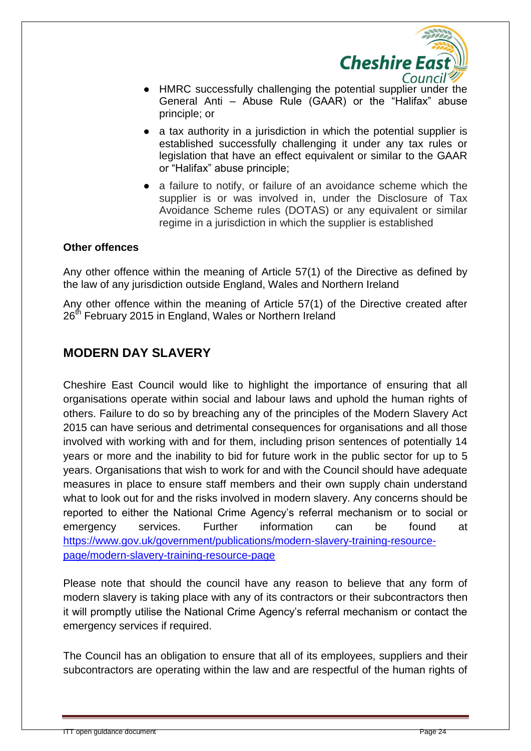- HMRC successfully challenging the potential supplier under the General Anti – Abuse Rule (GAAR) or the "Halifax" abuse principle; or
- a tax authority in a jurisdiction in which the potential supplier is established successfully challenging it under any tax rules or legislation that have an effect equivalent or similar to the GAAR or "Halifax" abuse principle;
- a failure to notify, or failure of an avoidance scheme which the supplier is or was involved in, under the Disclosure of Tax Avoidance Scheme rules (DOTAS) or any equivalent or similar regime in a jurisdiction in which the supplier is established

**Other offences**

Any other offence within the meaning of Article 57(1) of the Directive as defined by the law of any jurisdiction outside England, Wales and Northern Ireland

Any other offence within the meaning of Article 57(1) of the Directive created after 26th February 2015 in England, Wales or Northern Ireland

## MODERN DAY SLAVERY

Cheshire East Council would like to highlight the importance of ensuring that all organisations operate within social and labour laws and uphold the human rights of others. Failure to do so by breaching any of the principles of the Modern Slavery Act 2015 can have serious and detrimental consequences for organisations and all those involved with working with and for them, including prison sentences of potentially 14 years or more and the inability to bid for future work in the public sector for up to 5 years. Organisations that wish to work for and with the Council should have adequate measures in place to ensure staff members and their own supply chain understand what to look out for and the risks involved in modern slavery. Any concerns should be reported to either the National Crime Agency's referral mechanism or to social or emergency services. Further information can be found at [https://www.gov.uk/government/publications/modern-slavery-training-resource-page/modern-slavery-training-resource-page](https://www.gov.uk/government/publications/modern-slavery-training-resource-page/modern-slavery-training-resource-page)

Please note that should the council have any reason to believe that any form of modern slavery is taking place with any of its contractors or their subcontractors then it will promptly utilise the National Crime Agency's referral mechanism or contact the emergency services if required.

The Council has an obligation to ensure that all of its employees, suppliers and their subcontractors are operating within the law and are respectful of the human rights of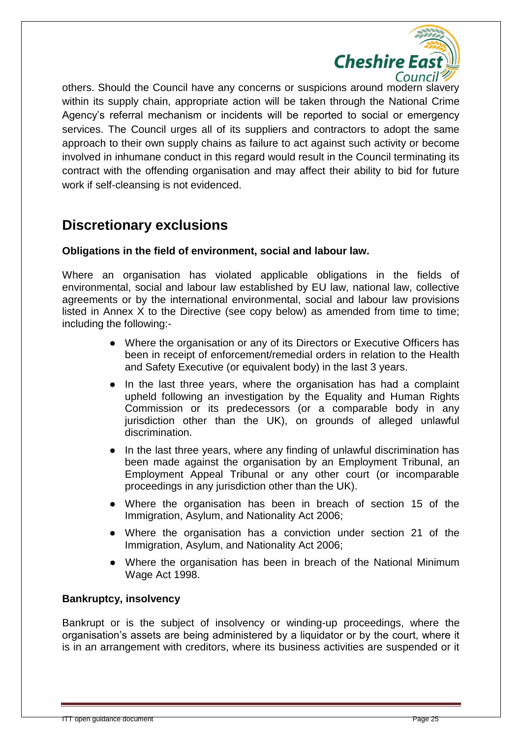others. Should the Council have any concerns or suspicions around modern slavery within its supply chain, appropriate action will be taken through the National Crime Agency's referral mechanism or incidents will be reported to social or emergency services. The Council urges all of its suppliers and contractors to adopt the same approach to their own supply chains as failure to act against such activity or become involved in inhumane conduct in this regard would result in the Council terminating its contract with the offending organisation and may affect their ability to bid for future work if self-cleansing is not evidenced.

## Discretionary exclusions

**Obligations in the field of environment, social and labour law.**

Where an organisation has violated applicable obligations in the fields of environmental, social and labour law established by EU law, national law, collective agreements or by the international environmental, social and labour law provisions listed in Annex X to the Directive (see copy below) as amended from time to time; including the following:-

- Where the organisation or any of its Directors or Executive Officers has been in receipt of enforcement/remedial orders in relation to the Health and Safety Executive (or equivalent body) in the last 3 years.
- In the last three years, where the organisation has had a complaint upheld following an investigation by the Equality and Human Rights Commission or its predecessors (or a comparable body in any jurisdiction other than the UK), on grounds of alleged unlawful discrimination.
- In the last three years, where any finding of unlawful discrimination has been made against the organisation by an Employment Tribunal, an Employment Appeal Tribunal or any other court (or incomparable proceedings in any jurisdiction other than the UK).
- Where the organisation has been in breach of section 15 of the Immigration, Asylum, and Nationality Act 2006;
- Where the organisation has a conviction under section 21 of the Immigration, Asylum, and Nationality Act 2006;
- Where the organisation has been in breach of the National Minimum Wage Act 1998.

**Bankruptcy, insolvency**

Bankrupt or is the subject of insolvency or winding-up proceedings, where the organisation's assets are being administered by a liquidator or by the court, where it is in an arrangement with creditors, where its business activities are suspended or it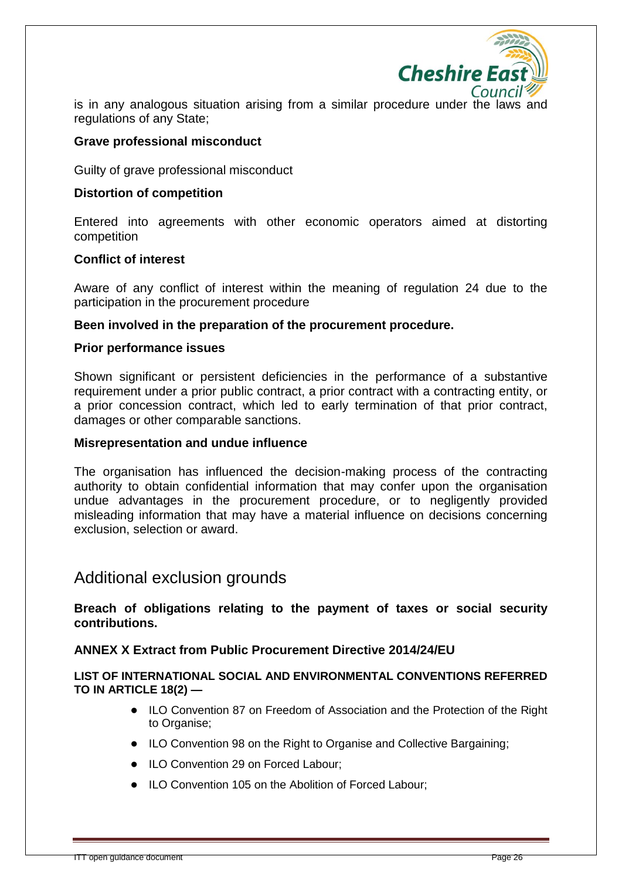is in any analogous situation arising from a similar procedure under the laws and regulations of any State;

**Grave professional misconduct**

Guilty of grave professional misconduct

**Distortion of competition**

Entered into agreements with other economic operators aimed at distorting competition

**Conflict of interest**

Aware of any conflict of interest within the meaning of regulation 24 due to the participation in the procurement procedure

**Been involved in the preparation of the procurement procedure.**

**Prior performance issues**

Shown significant or persistent deficiencies in the performance of a substantive requirement under a prior public contract, a prior contract with a contracting entity, or a prior concession contract, which led to early termination of that prior contract, damages or other comparable sanctions.

**Misrepresentation and undue influence**

The organisation has influenced the decision-making process of the contracting authority to obtain confidential information that may confer upon the organisation undue advantages in the procurement procedure, or to negligently provided misleading information that may have a material influence on decisions concerning exclusion, selection or award.

## Additional exclusion grounds

**Breach of obligations relating to the payment of taxes or social security contributions.**

**ANNEX X Extract from Public Procurement Directive 2014/24/EU**

**LIST OF INTERNATIONAL SOCIAL AND ENVIRONMENTAL CONVENTIONS REFERRED TO IN ARTICLE 18(2) —**

- ILO Convention 87 on Freedom of Association and the Protection of the Right to Organise;
- ILO Convention 98 on the Right to Organise and Collective Bargaining;
- ILO Convention 29 on Forced Labour;
- ILO Convention 105 on the Abolition of Forced Labour;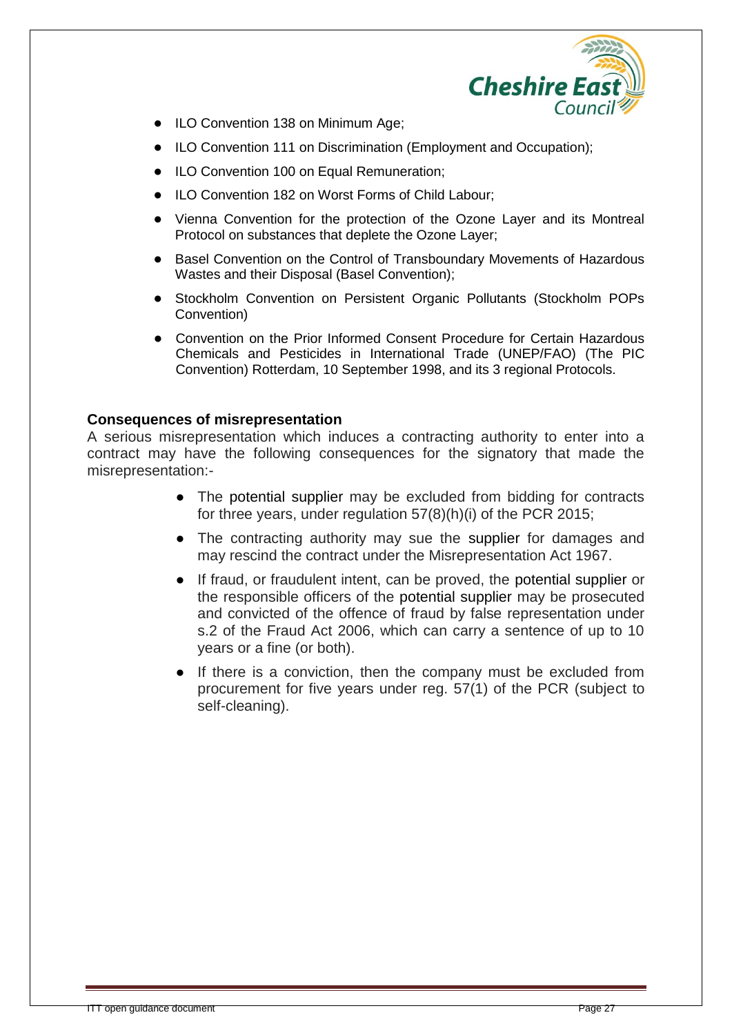- ILO Convention 138 on Minimum Age;
- ILO Convention 111 on Discrimination (Employment and Occupation);
- ILO Convention 100 on Equal Remuneration;
- ILO Convention 182 on Worst Forms of Child Labour;
- Vienna Convention for the protection of the Ozone Layer and its Montreal Protocol on substances that deplete the Ozone Layer;
- Basel Convention on the Control of Transboundary Movements of Hazardous Wastes and their Disposal (Basel Convention);
- Stockholm Convention on Persistent Organic Pollutants (Stockholm POPs Convention)
- Convention on the Prior Informed Consent Procedure for Certain Hazardous Chemicals and Pesticides in International Trade (UNEP/FAO) (The PIC Convention) Rotterdam, 10 September 1998, and its 3 regional Protocols.

**Consequences of misrepresentation**

A serious misrepresentation which induces a contracting authority to enter into a contract may have the following consequences for the signatory that made the misrepresentation:-

- The potential supplier may be excluded from bidding for contracts for three years, under regulation 57(8)(h)(i) of the PCR 2015;
- The contracting authority may sue the supplier for damages and may rescind the contract under the Misrepresentation Act 1967.
- If fraud, or fraudulent intent, can be proved, the potential supplier or the responsible officers of the potential supplier may be prosecuted and convicted of the offence of fraud by false representation under s.2 of the Fraud Act 2006, which can carry a sentence of up to 10 years or a fine (or both).
- If there is a conviction, then the company must be excluded from procurement for five years under reg. 57(1) of the PCR (subject to self-cleaning).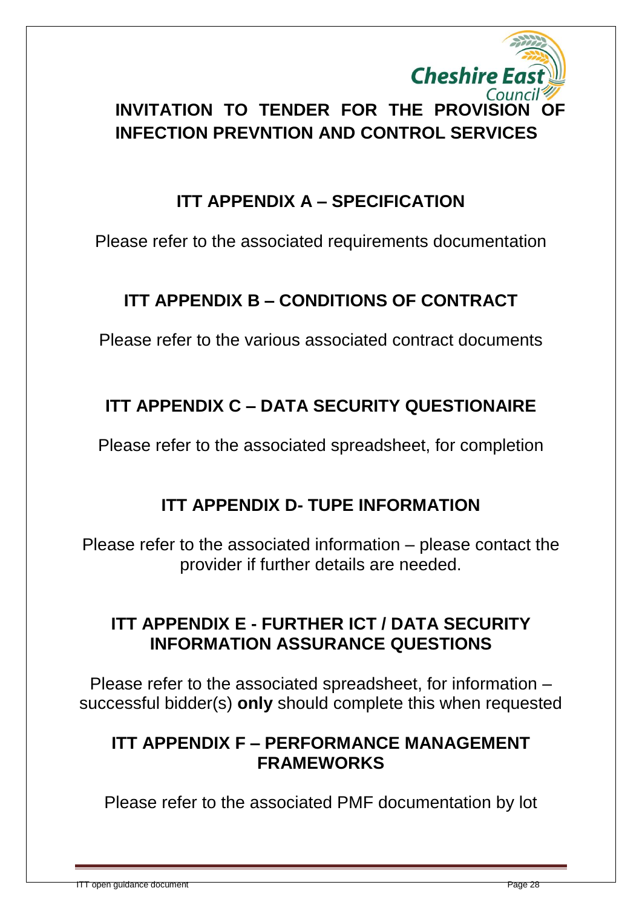# INVITATION TO TENDER FOR THE PROVISION OF INFECTION PREVNTION AND CONTROL SERVICES

## ITT APPENDIX A – SPECIFICATION

Please refer to the associated requirements documentation

## ITT APPENDIX B – CONDITIONS OF CONTRACT

Please refer to the various associated contract documents

## ITT APPENDIX C – DATA SECURITY QUESTIONAIRE

Please refer to the associated spreadsheet, for completion

## ITT APPENDIX D- TUPE INFORMATION

Please refer to the associated information – please contact the provider if further details are needed.

## ITT APPENDIX E - FURTHER ICT / DATA SECURITY INFORMATION ASSURANCE QUESTIONS

Please refer to the associated spreadsheet, for information – successful bidder(s) **only** should complete this when requested

## ITT APPENDIX F – PERFORMANCE MANAGEMENT FRAMEWORKS

Please refer to the associated PMF documentation by lot